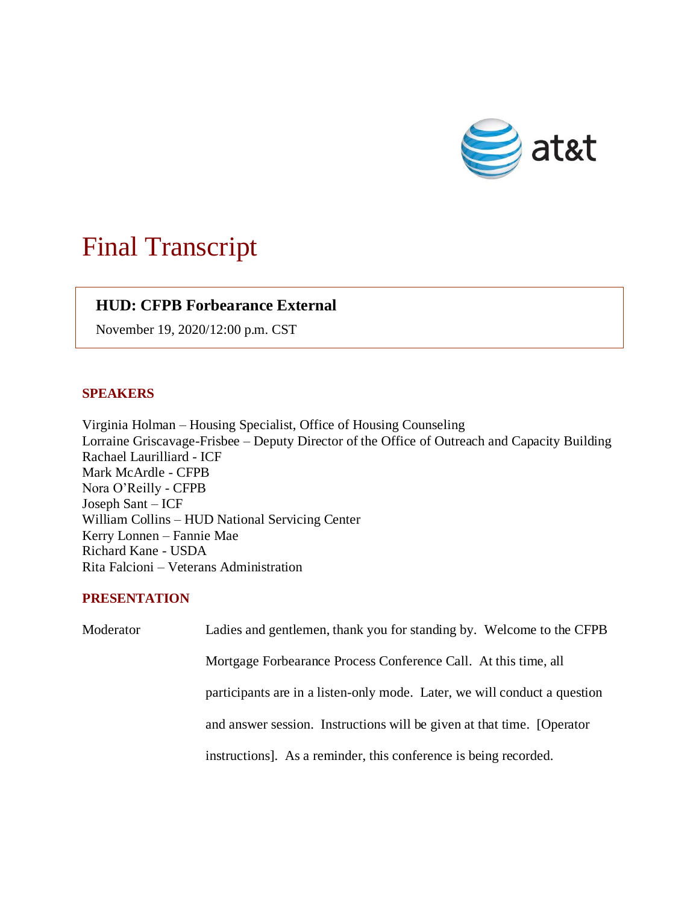# Final Transcript

**HUD: CFPB Forbearance External**

November 19, 2020/12:00 p.m. CST

## SPEAKERS

Virginia Holman – Housing Specialist, Office of Housing Counseling
Lorraine Griscavage-Frisbee – Deputy Director of the Office of Outreach and Capacity Building
Rachael Laurilliard - ICF
Mark McArdle - CFPB
Nora O'Reilly - CFPB
Joseph Sant – ICF
William Collins – HUD National Servicing Center
Kerry Lonnen – Fannie Mae
Richard Kane - USDA
Rita Falcioni – Veterans Administration

## PRESENTATION

Moderator: Ladies and gentlemen, thank you for standing by. Welcome to the CFPB Mortgage Forbearance Process Conference Call. At this time, all participants are in a listen-only mode. Later, we will conduct a question and answer session. Instructions will be given at that time. [Operator instructions]. As a reminder, this conference is being recorded.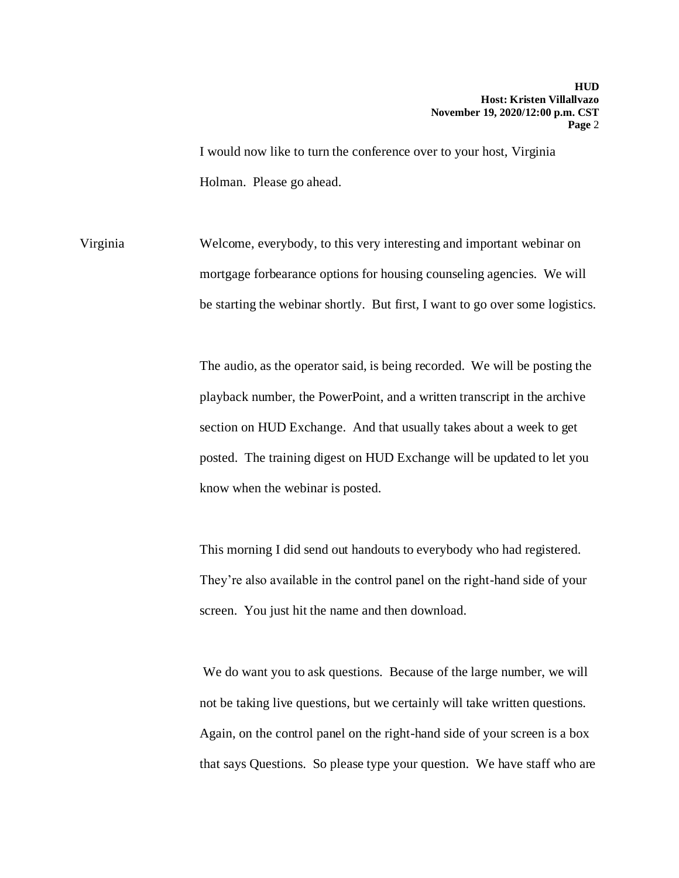I would now like to turn the conference over to your host, Virginia Holman. Please go ahead.

Virginia Welcome, everybody, to this very interesting and important webinar on mortgage forbearance options for housing counseling agencies. We will be starting the webinar shortly. But first, I want to go over some logistics.

The audio, as the operator said, is being recorded. We will be posting the playback number, the PowerPoint, and a written transcript in the archive section on HUD Exchange. And that usually takes about a week to get posted. The training digest on HUD Exchange will be updated to let you know when the webinar is posted.

This morning I did send out handouts to everybody who had registered. They're also available in the control panel on the right-hand side of your screen. You just hit the name and then download.

We do want you to ask questions. Because of the large number, we will not be taking live questions, but we certainly will take written questions. Again, on the control panel on the right-hand side of your screen is a box that says Questions. So please type your question. We have staff who are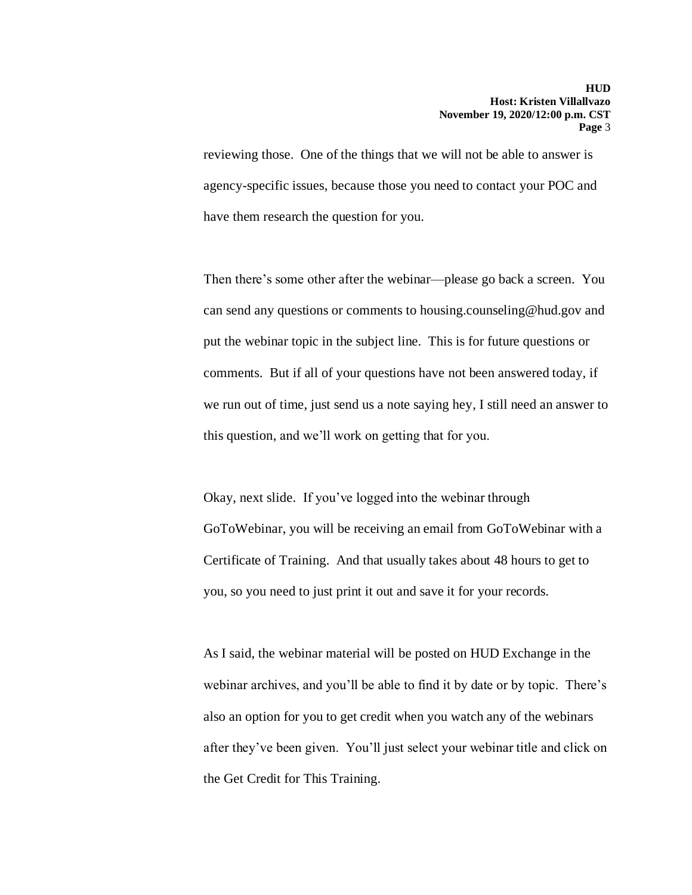reviewing those. One of the things that we will not be able to answer is agency-specific issues, because those you need to contact your POC and have them research the question for you.

Then there's some other after the webinar—please go back a screen. You can send any questions or comments to housing.counseling@hud.gov and put the webinar topic in the subject line. This is for future questions or comments. But if all of your questions have not been answered today, if we run out of time, just send us a note saying hey, I still need an answer to this question, and we'll work on getting that for you.

Okay, next slide. If you've logged into the webinar through GoToWebinar, you will be receiving an email from GoToWebinar with a Certificate of Training. And that usually takes about 48 hours to get to you, so you need to just print it out and save it for your records.

As I said, the webinar material will be posted on HUD Exchange in the webinar archives, and you'll be able to find it by date or by topic. There's also an option for you to get credit when you watch any of the webinars after they've been given. You'll just select your webinar title and click on the Get Credit for This Training.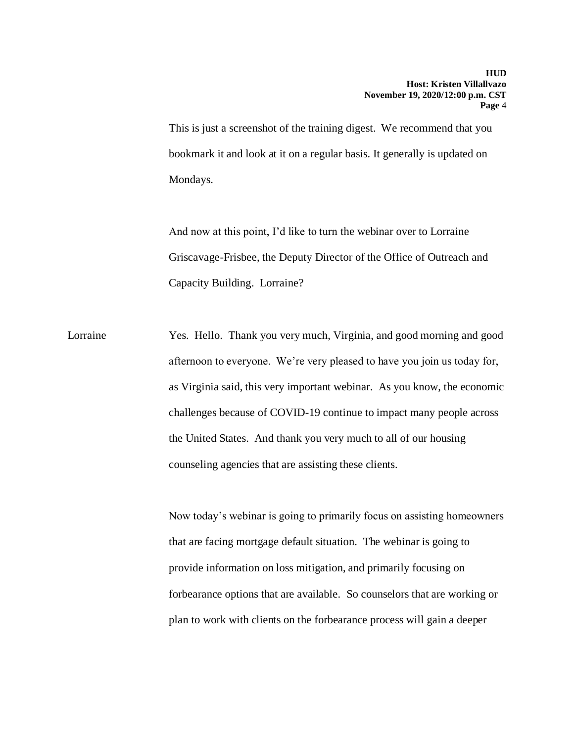This is just a screenshot of the training digest. We recommend that you bookmark it and look at it on a regular basis. It generally is updated on Mondays.

And now at this point, I'd like to turn the webinar over to Lorraine Griscavage-Frisbee, the Deputy Director of the Office of Outreach and Capacity Building. Lorraine?

Lorraine Yes. Hello. Thank you very much, Virginia, and good morning and good afternoon to everyone. We're very pleased to have you join us today for, as Virginia said, this very important webinar. As you know, the economic challenges because of COVID-19 continue to impact many people across the United States. And thank you very much to all of our housing counseling agencies that are assisting these clients.

Now today's webinar is going to primarily focus on assisting homeowners that are facing mortgage default situation. The webinar is going to provide information on loss mitigation, and primarily focusing on forbearance options that are available. So counselors that are working or plan to work with clients on the forbearance process will gain a deeper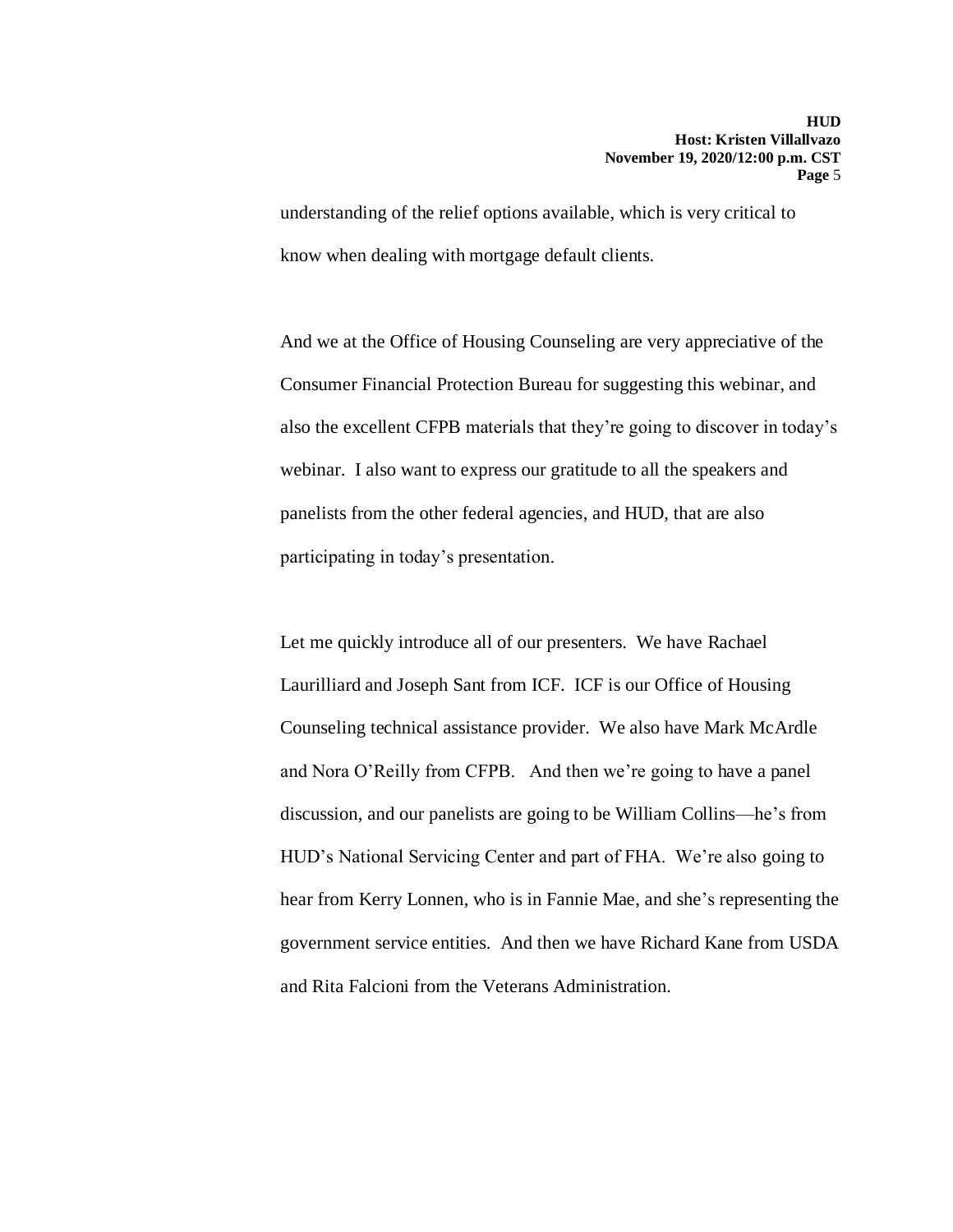understanding of the relief options available, which is very critical to know when dealing with mortgage default clients.

And we at the Office of Housing Counseling are very appreciative of the Consumer Financial Protection Bureau for suggesting this webinar, and also the excellent CFPB materials that they're going to discover in today's webinar. I also want to express our gratitude to all the speakers and panelists from the other federal agencies, and HUD, that are also participating in today's presentation.

Let me quickly introduce all of our presenters. We have Rachael Laurilliard and Joseph Sant from ICF. ICF is our Office of Housing Counseling technical assistance provider. We also have Mark McArdle and Nora O'Reilly from CFPB. And then we're going to have a panel discussion, and our panelists are going to be William Collins—he's from HUD's National Servicing Center and part of FHA. We're also going to hear from Kerry Lonnen, who is in Fannie Mae, and she's representing the government service entities. And then we have Richard Kane from USDA and Rita Falcioni from the Veterans Administration.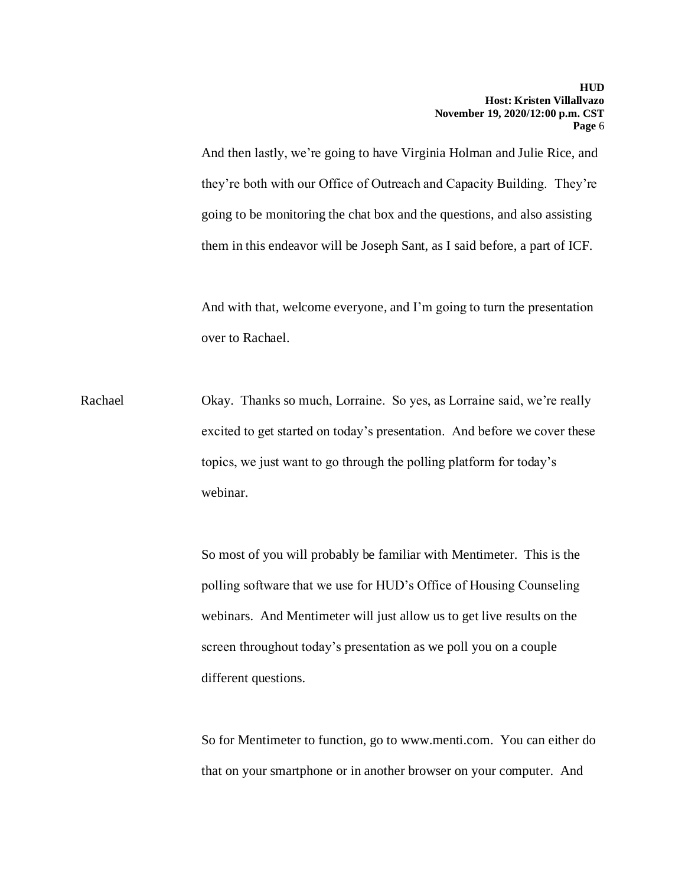And then lastly, we're going to have Virginia Holman and Julie Rice, and they're both with our Office of Outreach and Capacity Building. They're going to be monitoring the chat box and the questions, and also assisting them in this endeavor will be Joseph Sant, as I said before, a part of ICF.

And with that, welcome everyone, and I'm going to turn the presentation over to Rachael.

Rachael: Okay. Thanks so much, Lorraine. So yes, as Lorraine said, we're really excited to get started on today's presentation. And before we cover these topics, we just want to go through the polling platform for today's webinar.

So most of you will probably be familiar with Mentimeter. This is the polling software that we use for HUD's Office of Housing Counseling webinars. And Mentimeter will just allow us to get live results on the screen throughout today's presentation as we poll you on a couple different questions.

So for Mentimeter to function, go to www.menti.com. You can either do that on your smartphone or in another browser on your computer. And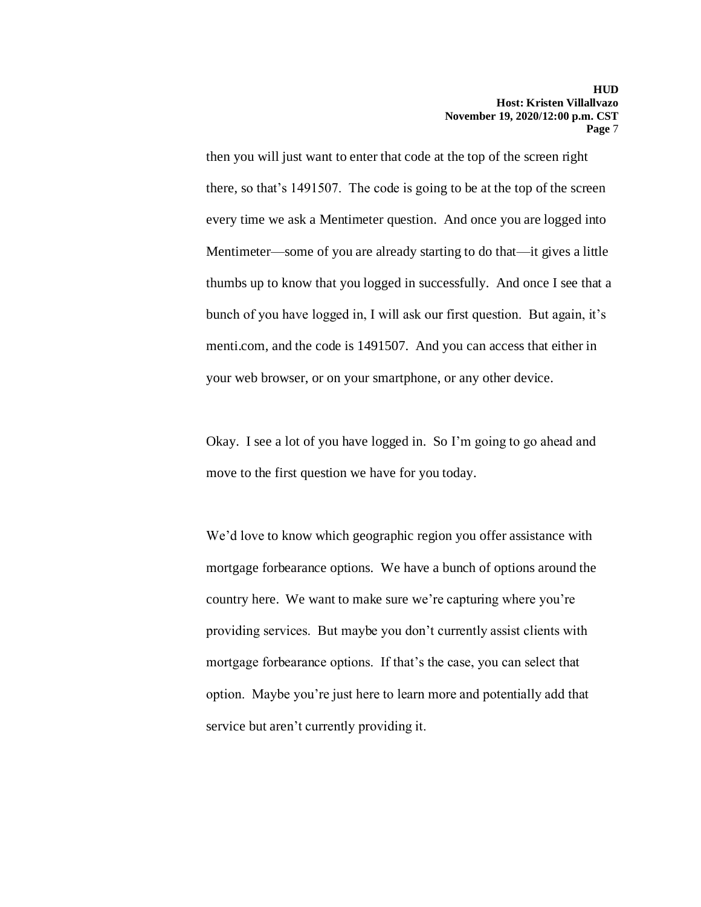then you will just want to enter that code at the top of the screen right there, so that's 1491507. The code is going to be at the top of the screen every time we ask a Mentimeter question. And once you are logged into Mentimeter—some of you are already starting to do that—it gives a little thumbs up to know that you logged in successfully. And once I see that a bunch of you have logged in, I will ask our first question. But again, it's menti.com, and the code is 1491507. And you can access that either in your web browser, or on your smartphone, or any other device.

Okay. I see a lot of you have logged in. So I'm going to go ahead and move to the first question we have for you today.

We'd love to know which geographic region you offer assistance with mortgage forbearance options. We have a bunch of options around the country here. We want to make sure we're capturing where you're providing services. But maybe you don't currently assist clients with mortgage forbearance options. If that's the case, you can select that option. Maybe you're just here to learn more and potentially add that service but aren't currently providing it.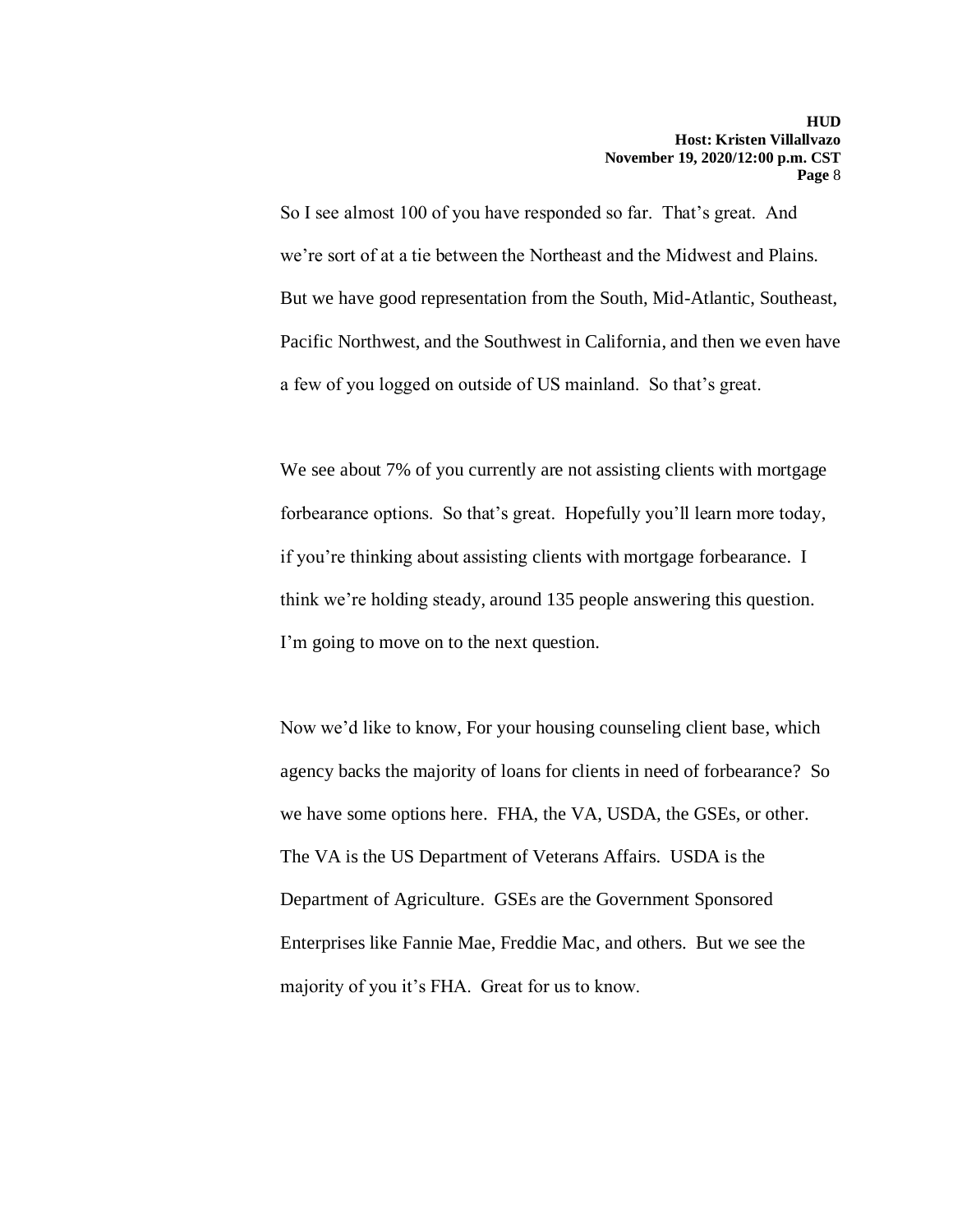So I see almost 100 of you have responded so far. That's great. And we're sort of at a tie between the Northeast and the Midwest and Plains. But we have good representation from the South, Mid-Atlantic, Southeast, Pacific Northwest, and the Southwest in California, and then we even have a few of you logged on outside of US mainland. So that's great.

We see about 7% of you currently are not assisting clients with mortgage forbearance options. So that's great. Hopefully you'll learn more today, if you're thinking about assisting clients with mortgage forbearance. I think we're holding steady, around 135 people answering this question. I'm going to move on to the next question.

Now we'd like to know, For your housing counseling client base, which agency backs the majority of loans for clients in need of forbearance? So we have some options here. FHA, the VA, USDA, the GSEs, or other. The VA is the US Department of Veterans Affairs. USDA is the Department of Agriculture. GSEs are the Government Sponsored Enterprises like Fannie Mae, Freddie Mac, and others. But we see the majority of you it's FHA. Great for us to know.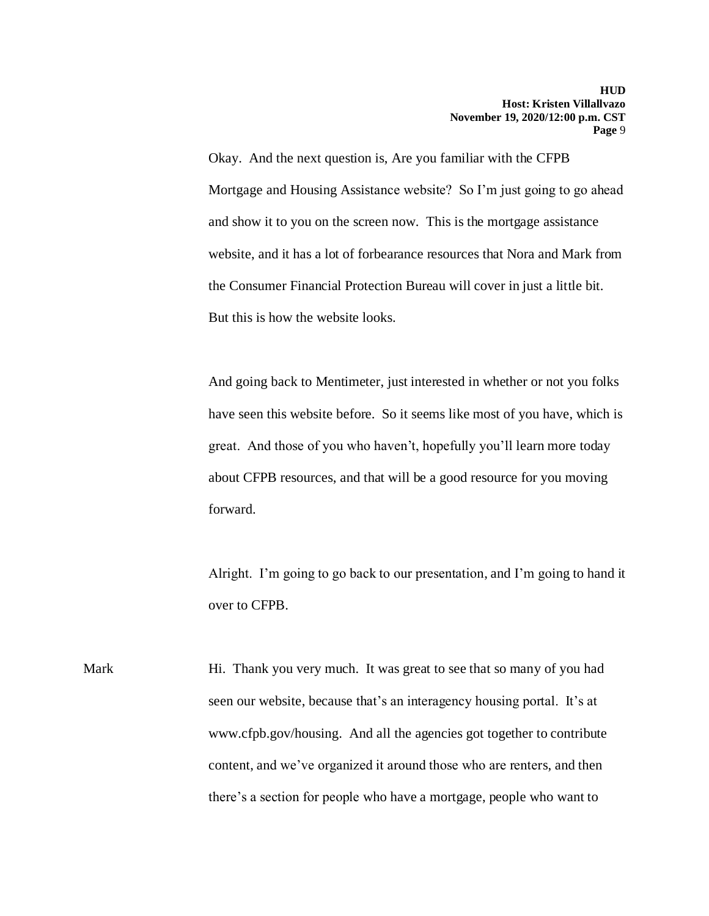Okay. And the next question is, Are you familiar with the CFPB Mortgage and Housing Assistance website? So I'm just going to go ahead and show it to you on the screen now. This is the mortgage assistance website, and it has a lot of forbearance resources that Nora and Mark from the Consumer Financial Protection Bureau will cover in just a little bit. But this is how the website looks.

And going back to Mentimeter, just interested in whether or not you folks have seen this website before. So it seems like most of you have, which is great. And those of you who haven't, hopefully you'll learn more today about CFPB resources, and that will be a good resource for you moving forward.

Alright. I'm going to go back to our presentation, and I'm going to hand it over to CFPB.

Mark — Hi. Thank you very much. It was great to see that so many of you had seen our website, because that's an interagency housing portal. It's at www.cfpb.gov/housing. And all the agencies got together to contribute content, and we've organized it around those who are renters, and then there's a section for people who have a mortgage, people who want to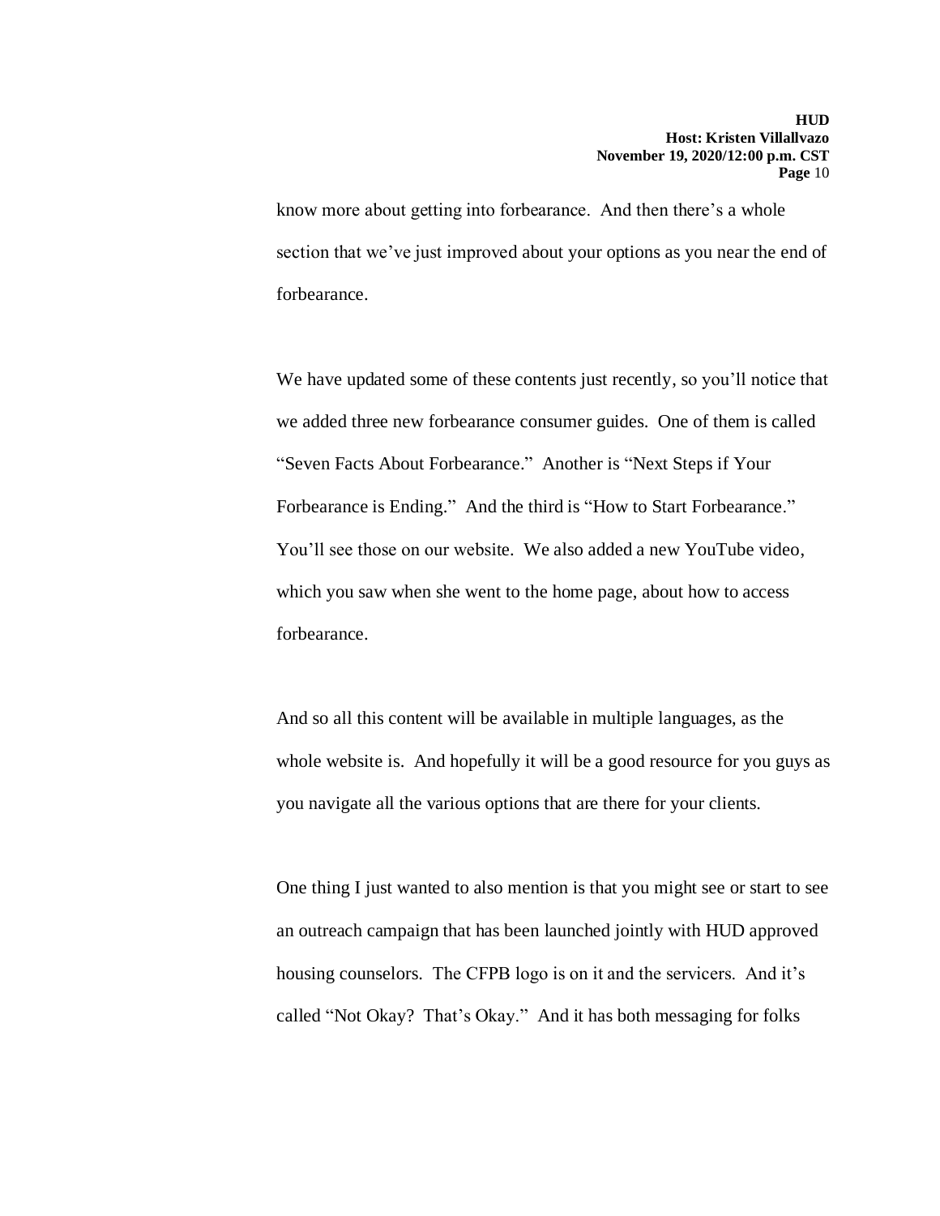know more about getting into forbearance. And then there's a whole section that we've just improved about your options as you near the end of forbearance.

We have updated some of these contents just recently, so you'll notice that we added three new forbearance consumer guides. One of them is called "Seven Facts About Forbearance." Another is "Next Steps if Your Forbearance is Ending." And the third is "How to Start Forbearance." You'll see those on our website. We also added a new YouTube video, which you saw when she went to the home page, about how to access forbearance.

And so all this content will be available in multiple languages, as the whole website is. And hopefully it will be a good resource for you guys as you navigate all the various options that are there for your clients.

One thing I just wanted to also mention is that you might see or start to see an outreach campaign that has been launched jointly with HUD approved housing counselors. The CFPB logo is on it and the servicers. And it's called "Not Okay? That's Okay." And it has both messaging for folks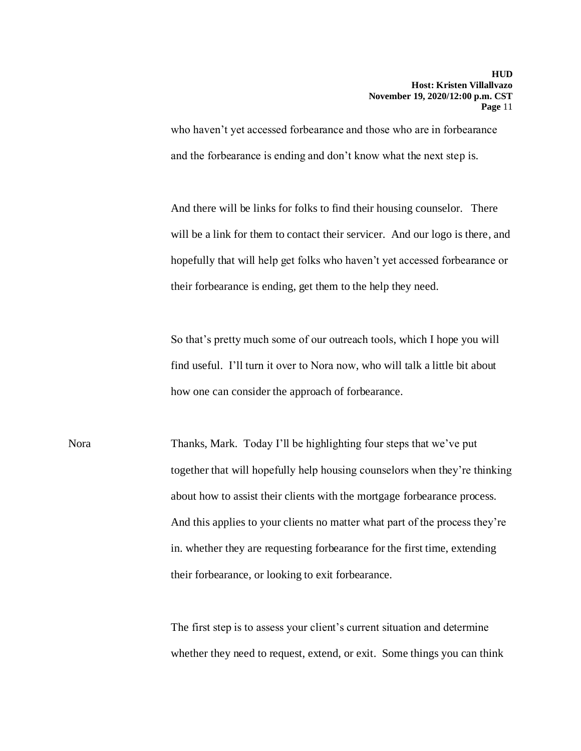who haven't yet accessed forbearance and those who are in forbearance and the forbearance is ending and don't know what the next step is.

And there will be links for folks to find their housing counselor. There will be a link for them to contact their servicer. And our logo is there, and hopefully that will help get folks who haven't yet accessed forbearance or their forbearance is ending, get them to the help they need.

So that's pretty much some of our outreach tools, which I hope you will find useful. I'll turn it over to Nora now, who will talk a little bit about how one can consider the approach of forbearance.

Nora Thanks, Mark. Today I'll be highlighting four steps that we've put together that will hopefully help housing counselors when they're thinking about how to assist their clients with the mortgage forbearance process. And this applies to your clients no matter what part of the process they're in. whether they are requesting forbearance for the first time, extending their forbearance, or looking to exit forbearance.

The first step is to assess your client's current situation and determine whether they need to request, extend, or exit. Some things you can think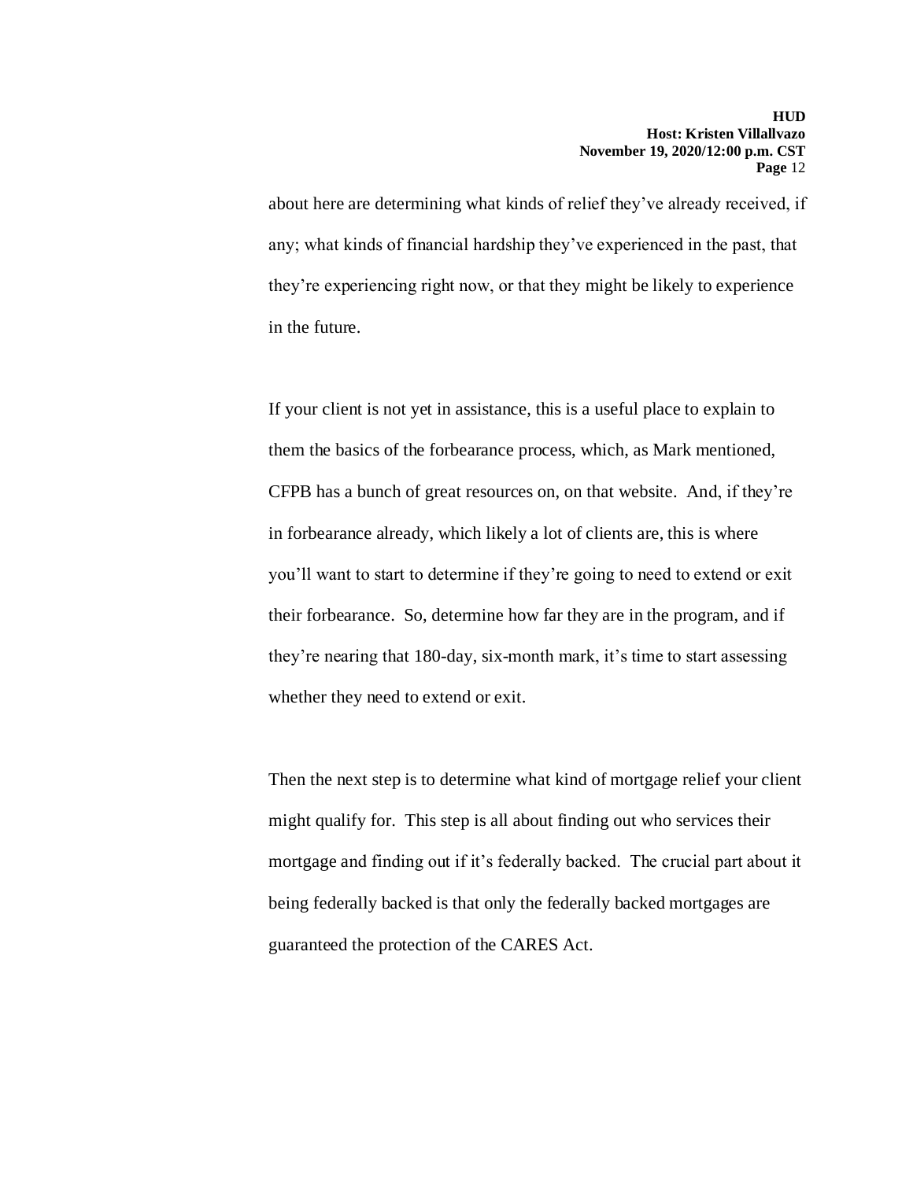about here are determining what kinds of relief they've already received, if any; what kinds of financial hardship they've experienced in the past, that they're experiencing right now, or that they might be likely to experience in the future.

If your client is not yet in assistance, this is a useful place to explain to them the basics of the forbearance process, which, as Mark mentioned, CFPB has a bunch of great resources on, on that website. And, if they're in forbearance already, which likely a lot of clients are, this is where you'll want to start to determine if they're going to need to extend or exit their forbearance. So, determine how far they are in the program, and if they're nearing that 180-day, six-month mark, it's time to start assessing whether they need to extend or exit.

Then the next step is to determine what kind of mortgage relief your client might qualify for. This step is all about finding out who services their mortgage and finding out if it's federally backed. The crucial part about it being federally backed is that only the federally backed mortgages are guaranteed the protection of the CARES Act.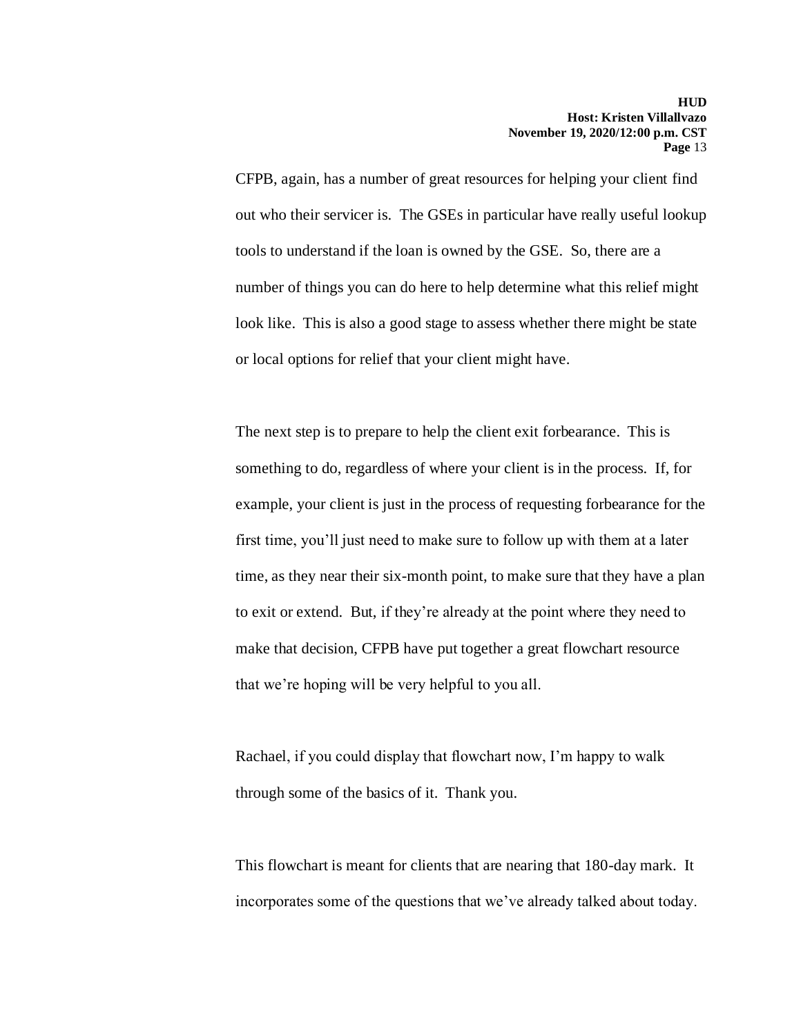CFPB, again, has a number of great resources for helping your client find out who their servicer is. The GSEs in particular have really useful lookup tools to understand if the loan is owned by the GSE. So, there are a number of things you can do here to help determine what this relief might look like. This is also a good stage to assess whether there might be state or local options for relief that your client might have.

The next step is to prepare to help the client exit forbearance. This is something to do, regardless of where your client is in the process. If, for example, your client is just in the process of requesting forbearance for the first time, you'll just need to make sure to follow up with them at a later time, as they near their six-month point, to make sure that they have a plan to exit or extend. But, if they're already at the point where they need to make that decision, CFPB have put together a great flowchart resource that we're hoping will be very helpful to you all.

Rachael, if you could display that flowchart now, I'm happy to walk through some of the basics of it. Thank you.

This flowchart is meant for clients that are nearing that 180-day mark. It incorporates some of the questions that we've already talked about today.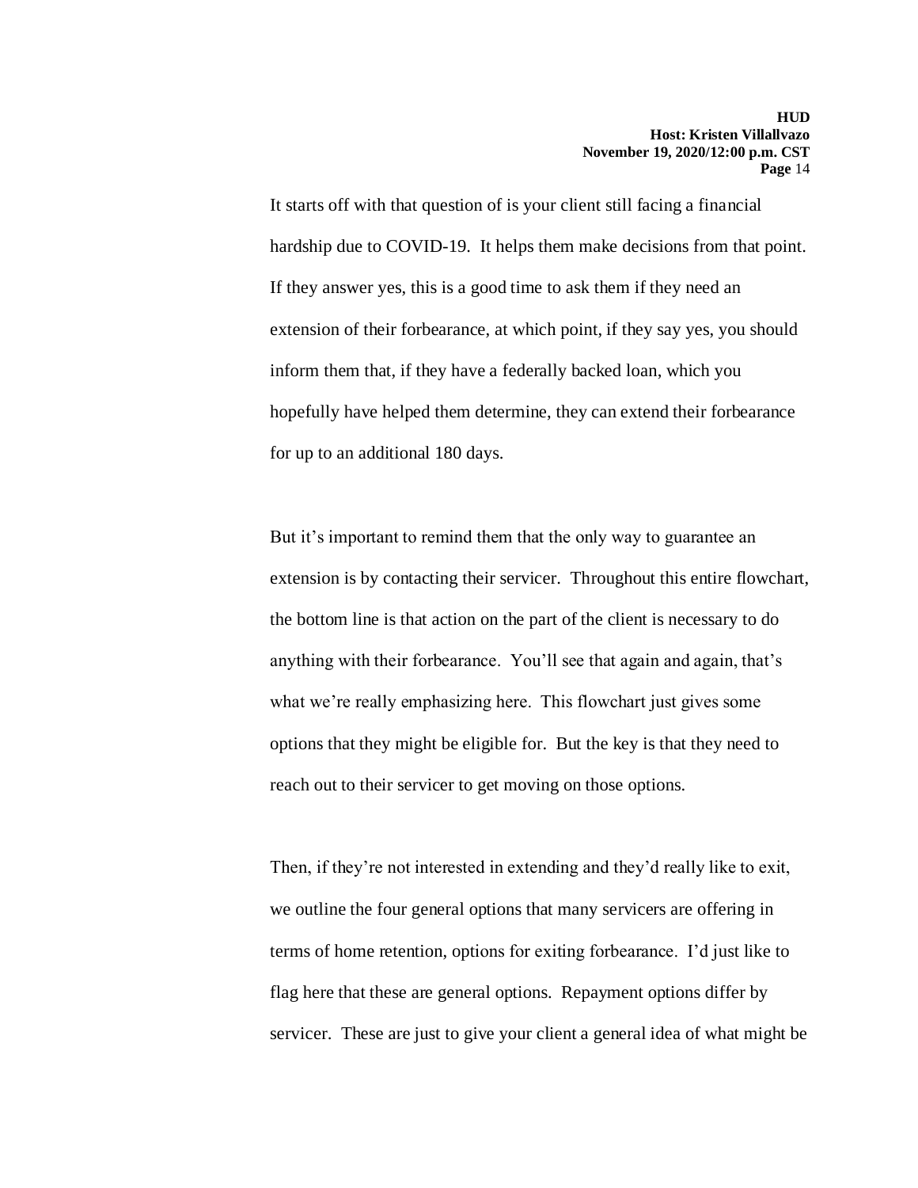It starts off with that question of is your client still facing a financial hardship due to COVID-19. It helps them make decisions from that point. If they answer yes, this is a good time to ask them if they need an extension of their forbearance, at which point, if they say yes, you should inform them that, if they have a federally backed loan, which you hopefully have helped them determine, they can extend their forbearance for up to an additional 180 days.

But it's important to remind them that the only way to guarantee an extension is by contacting their servicer. Throughout this entire flowchart, the bottom line is that action on the part of the client is necessary to do anything with their forbearance. You'll see that again and again, that's what we're really emphasizing here. This flowchart just gives some options that they might be eligible for. But the key is that they need to reach out to their servicer to get moving on those options.

Then, if they're not interested in extending and they'd really like to exit, we outline the four general options that many servicers are offering in terms of home retention, options for exiting forbearance. I'd just like to flag here that these are general options. Repayment options differ by servicer. These are just to give your client a general idea of what might be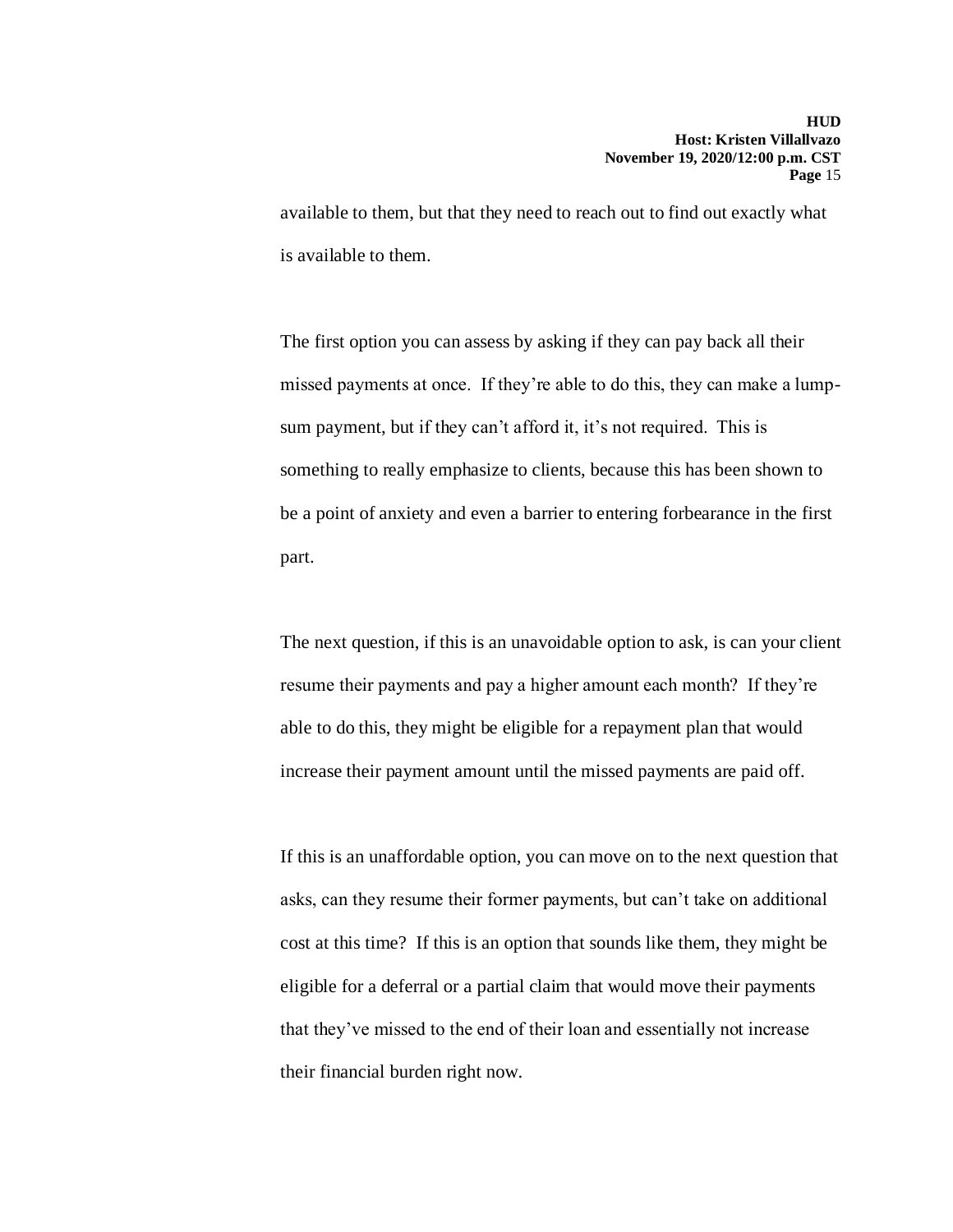available to them, but that they need to reach out to find out exactly what is available to them.

The first option you can assess by asking if they can pay back all their missed payments at once. If they're able to do this, they can make a lump-sum payment, but if they can't afford it, it's not required. This is something to really emphasize to clients, because this has been shown to be a point of anxiety and even a barrier to entering forbearance in the first part.

The next question, if this is an unavoidable option to ask, is can your client resume their payments and pay a higher amount each month? If they're able to do this, they might be eligible for a repayment plan that would increase their payment amount until the missed payments are paid off.

If this is an unaffordable option, you can move on to the next question that asks, can they resume their former payments, but can't take on additional cost at this time? If this is an option that sounds like them, they might be eligible for a deferral or a partial claim that would move their payments that they've missed to the end of their loan and essentially not increase their financial burden right now.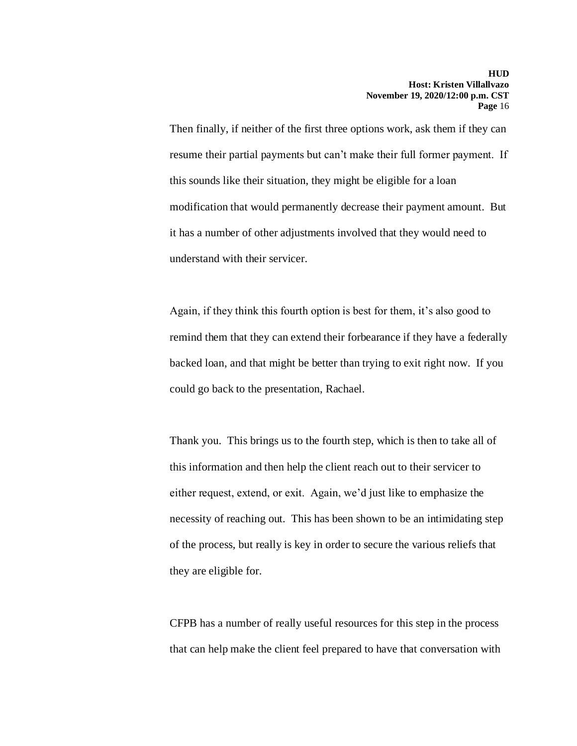Then finally, if neither of the first three options work, ask them if they can resume their partial payments but can’t make their full former payment. If this sounds like their situation, they might be eligible for a loan modification that would permanently decrease their payment amount. But it has a number of other adjustments involved that they would need to understand with their servicer.

Again, if they think this fourth option is best for them, it’s also good to remind them that they can extend their forbearance if they have a federally backed loan, and that might be better than trying to exit right now. If you could go back to the presentation, Rachael.

Thank you. This brings us to the fourth step, which is then to take all of this information and then help the client reach out to their servicer to either request, extend, or exit. Again, we’d just like to emphasize the necessity of reaching out. This has been shown to be an intimidating step of the process, but really is key in order to secure the various reliefs that they are eligible for.

CFPB has a number of really useful resources for this step in the process that can help make the client feel prepared to have that conversation with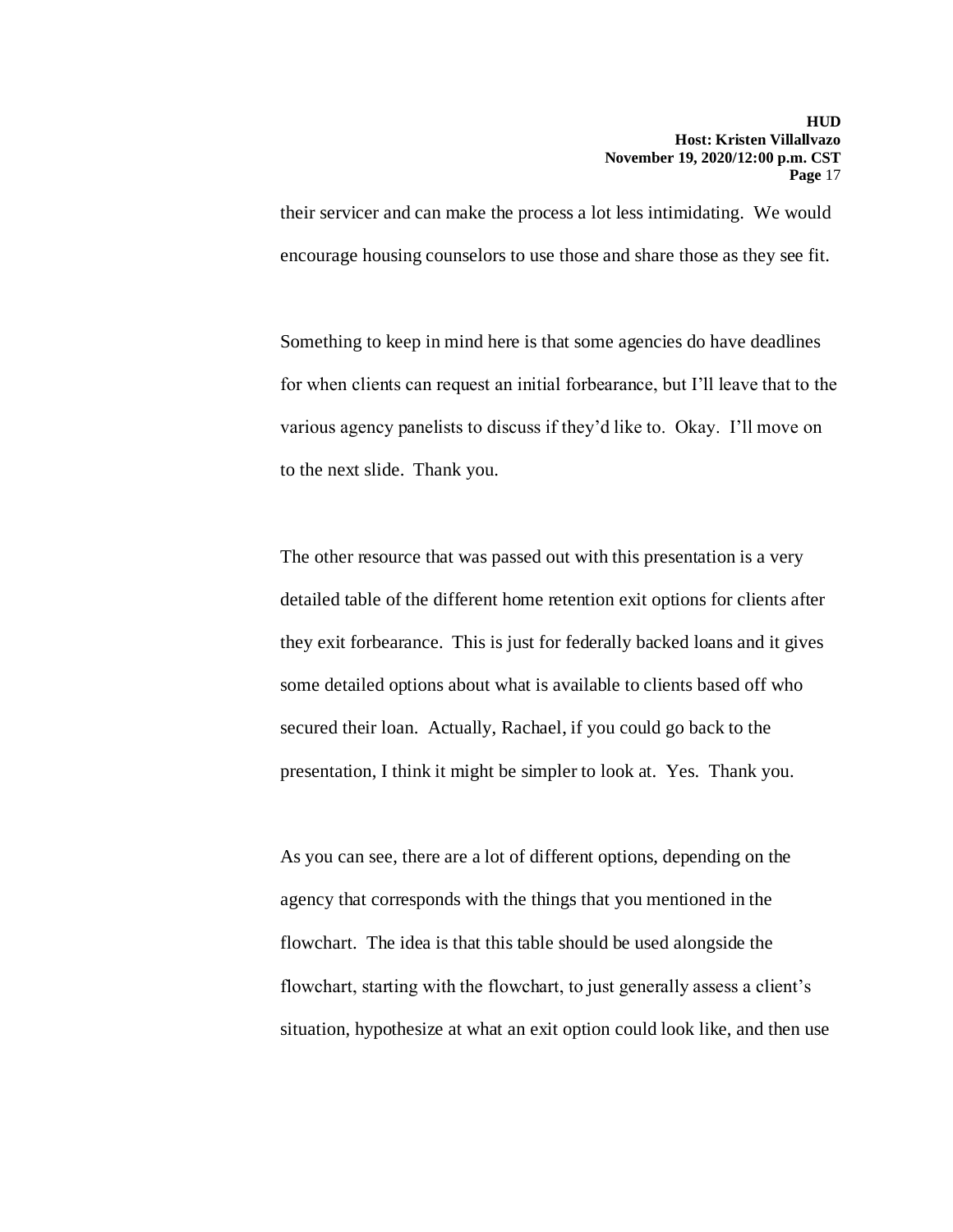their servicer and can make the process a lot less intimidating. We would encourage housing counselors to use those and share those as they see fit.

Something to keep in mind here is that some agencies do have deadlines for when clients can request an initial forbearance, but I'll leave that to the various agency panelists to discuss if they'd like to. Okay. I'll move on to the next slide. Thank you.

The other resource that was passed out with this presentation is a very detailed table of the different home retention exit options for clients after they exit forbearance. This is just for federally backed loans and it gives some detailed options about what is available to clients based off who secured their loan. Actually, Rachael, if you could go back to the presentation, I think it might be simpler to look at. Yes. Thank you.

As you can see, there are a lot of different options, depending on the agency that corresponds with the things that you mentioned in the flowchart. The idea is that this table should be used alongside the flowchart, starting with the flowchart, to just generally assess a client's situation, hypothesize at what an exit option could look like, and then use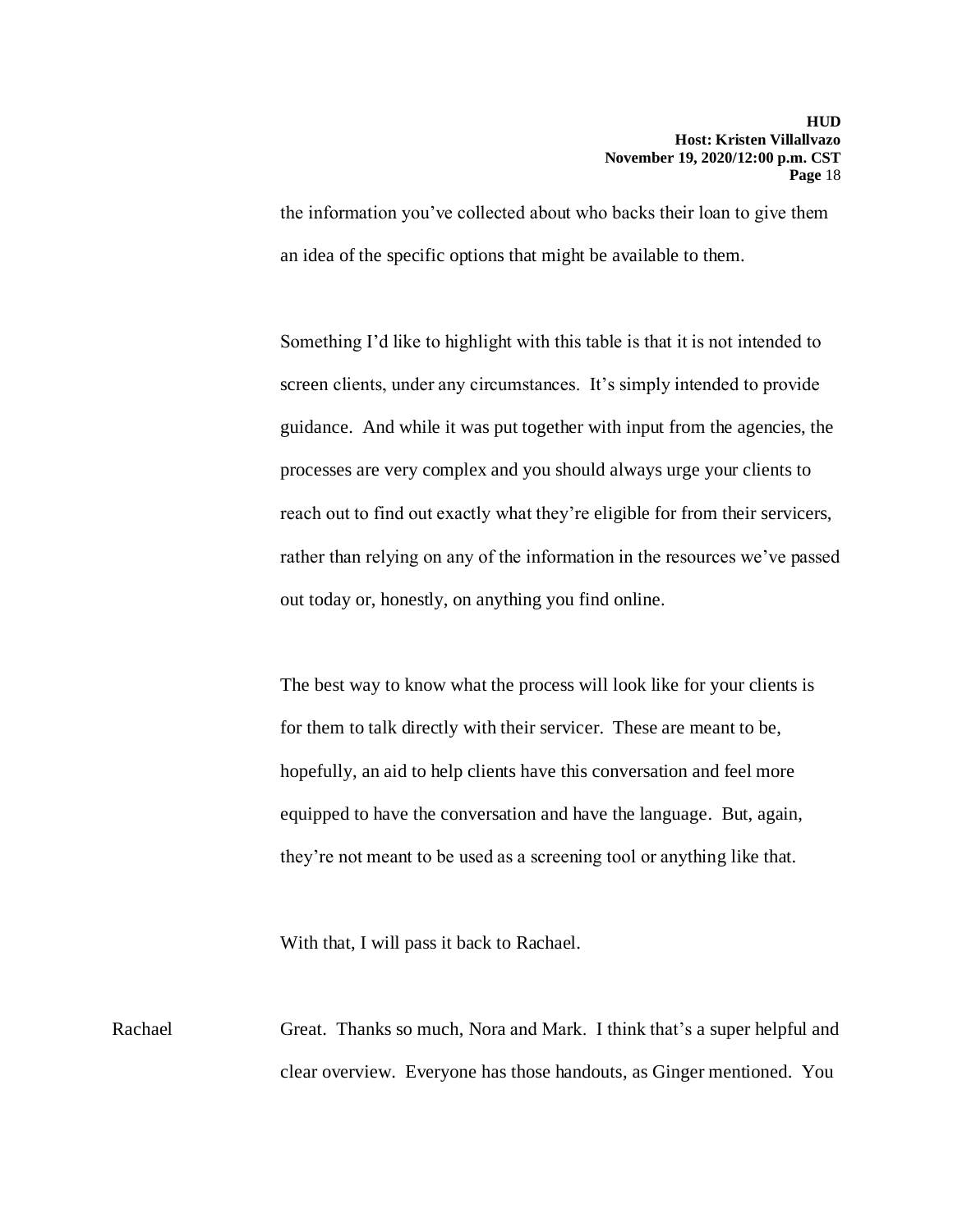the information you've collected about who backs their loan to give them an idea of the specific options that might be available to them.

Something I'd like to highlight with this table is that it is not intended to screen clients, under any circumstances. It's simply intended to provide guidance. And while it was put together with input from the agencies, the processes are very complex and you should always urge your clients to reach out to find out exactly what they're eligible for from their servicers, rather than relying on any of the information in the resources we've passed out today or, honestly, on anything you find online.

The best way to know what the process will look like for your clients is for them to talk directly with their servicer. These are meant to be, hopefully, an aid to help clients have this conversation and feel more equipped to have the conversation and have the language. But, again, they're not meant to be used as a screening tool or anything like that.

With that, I will pass it back to Rachael.

Rachael: Great. Thanks so much, Nora and Mark. I think that's a super helpful and clear overview. Everyone has those handouts, as Ginger mentioned. You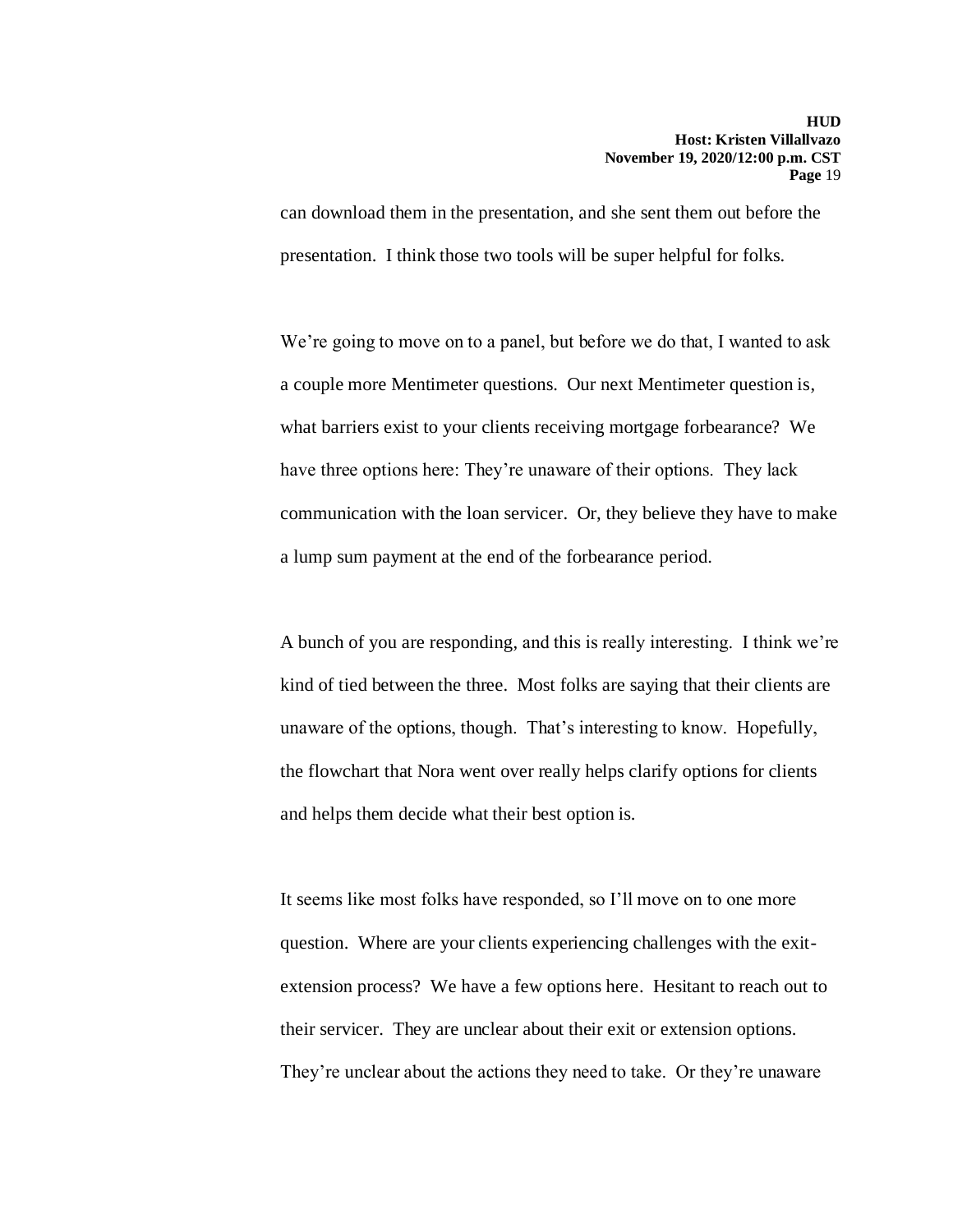can download them in the presentation, and she sent them out before the presentation. I think those two tools will be super helpful for folks.

We're going to move on to a panel, but before we do that, I wanted to ask a couple more Mentimeter questions. Our next Mentimeter question is, what barriers exist to your clients receiving mortgage forbearance? We have three options here: They're unaware of their options. They lack communication with the loan servicer. Or, they believe they have to make a lump sum payment at the end of the forbearance period.

A bunch of you are responding, and this is really interesting. I think we're kind of tied between the three. Most folks are saying that their clients are unaware of the options, though. That's interesting to know. Hopefully, the flowchart that Nora went over really helps clarify options for clients and helps them decide what their best option is.

It seems like most folks have responded, so I'll move on to one more question. Where are your clients experiencing challenges with the exit-extension process? We have a few options here. Hesitant to reach out to their servicer. They are unclear about their exit or extension options. They're unclear about the actions they need to take. Or they're unaware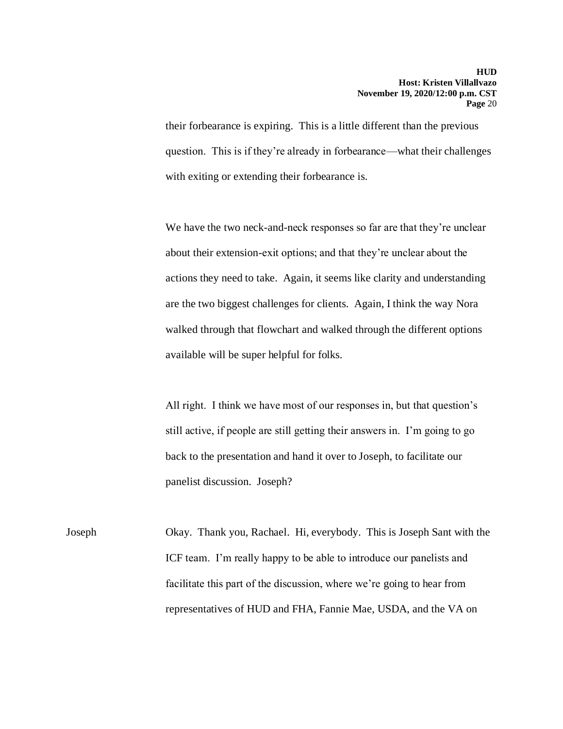their forbearance is expiring. This is a little different than the previous question. This is if they're already in forbearance—what their challenges with exiting or extending their forbearance is.

We have the two neck-and-neck responses so far are that they're unclear about their extension-exit options; and that they're unclear about the actions they need to take. Again, it seems like clarity and understanding are the two biggest challenges for clients. Again, I think the way Nora walked through that flowchart and walked through the different options available will be super helpful for folks.

All right. I think we have most of our responses in, but that question's still active, if people are still getting their answers in. I'm going to go back to the presentation and hand it over to Joseph, to facilitate our panelist discussion. Joseph?

Joseph Okay. Thank you, Rachael. Hi, everybody. This is Joseph Sant with the ICF team. I'm really happy to be able to introduce our panelists and facilitate this part of the discussion, where we're going to hear from representatives of HUD and FHA, Fannie Mae, USDA, and the VA on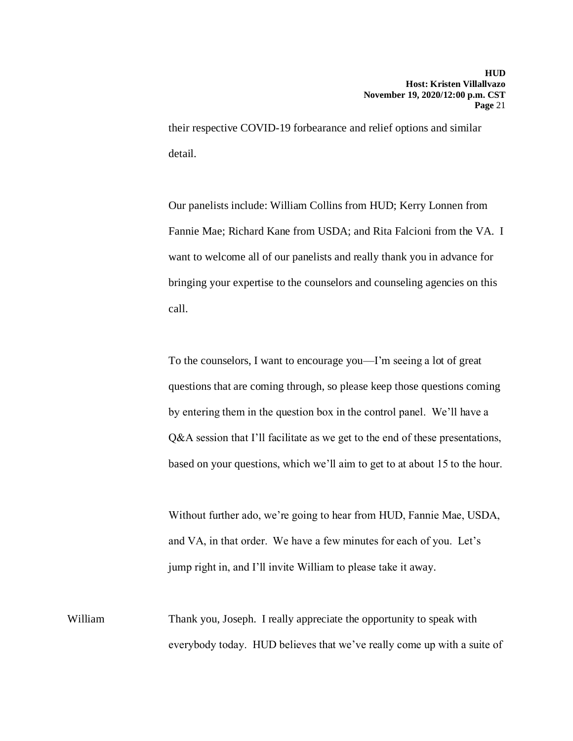their respective COVID-19 forbearance and relief options and similar detail.

Our panelists include: William Collins from HUD; Kerry Lonnen from Fannie Mae; Richard Kane from USDA; and Rita Falcioni from the VA. I want to welcome all of our panelists and really thank you in advance for bringing your expertise to the counselors and counseling agencies on this call.

To the counselors, I want to encourage you—I'm seeing a lot of great questions that are coming through, so please keep those questions coming by entering them in the question box in the control panel. We'll have a Q&A session that I'll facilitate as we get to the end of these presentations, based on your questions, which we'll aim to get to at about 15 to the hour.

Without further ado, we're going to hear from HUD, Fannie Mae, USDA, and VA, in that order. We have a few minutes for each of you. Let's jump right in, and I'll invite William to please take it away.

William: Thank you, Joseph. I really appreciate the opportunity to speak with everybody today. HUD believes that we've really come up with a suite of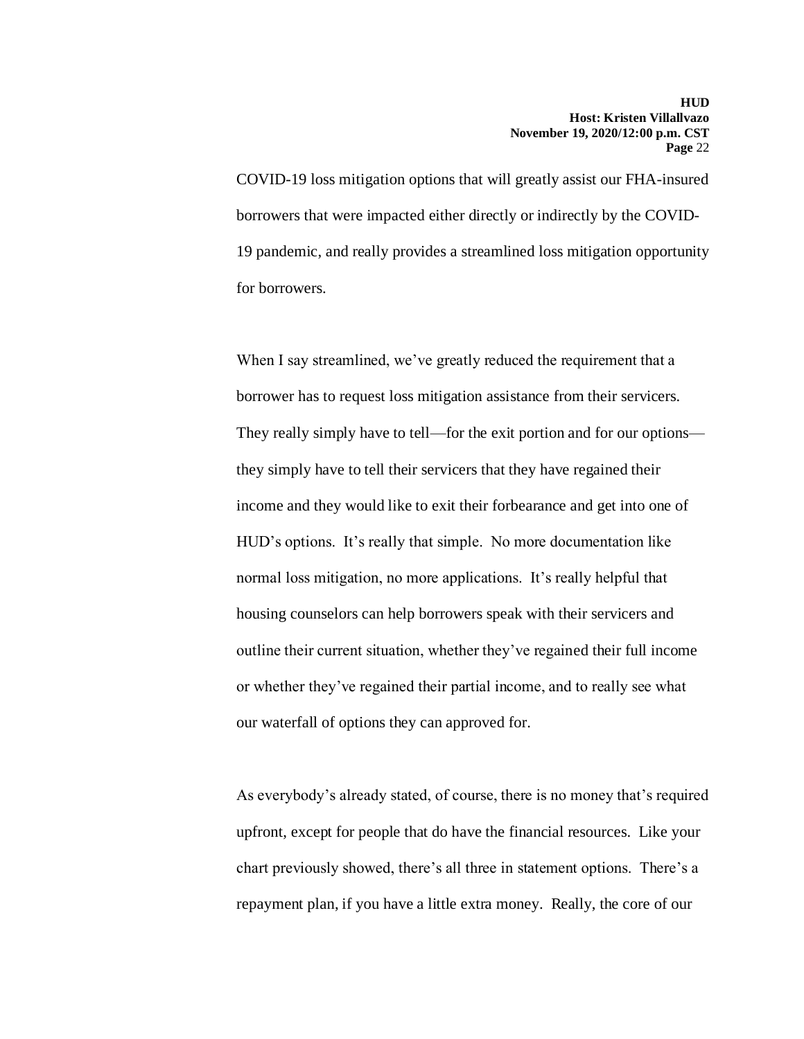COVID-19 loss mitigation options that will greatly assist our FHA-insured borrowers that were impacted either directly or indirectly by the COVID-19 pandemic, and really provides a streamlined loss mitigation opportunity for borrowers.

When I say streamlined, we've greatly reduced the requirement that a borrower has to request loss mitigation assistance from their servicers. They really simply have to tell—for the exit portion and for our options—they simply have to tell their servicers that they have regained their income and they would like to exit their forbearance and get into one of HUD's options. It's really that simple. No more documentation like normal loss mitigation, no more applications. It's really helpful that housing counselors can help borrowers speak with their servicers and outline their current situation, whether they've regained their full income or whether they've regained their partial income, and to really see what our waterfall of options they can approved for.

As everybody's already stated, of course, there is no money that's required upfront, except for people that do have the financial resources. Like your chart previously showed, there's all three in statement options. There's a repayment plan, if you have a little extra money. Really, the core of our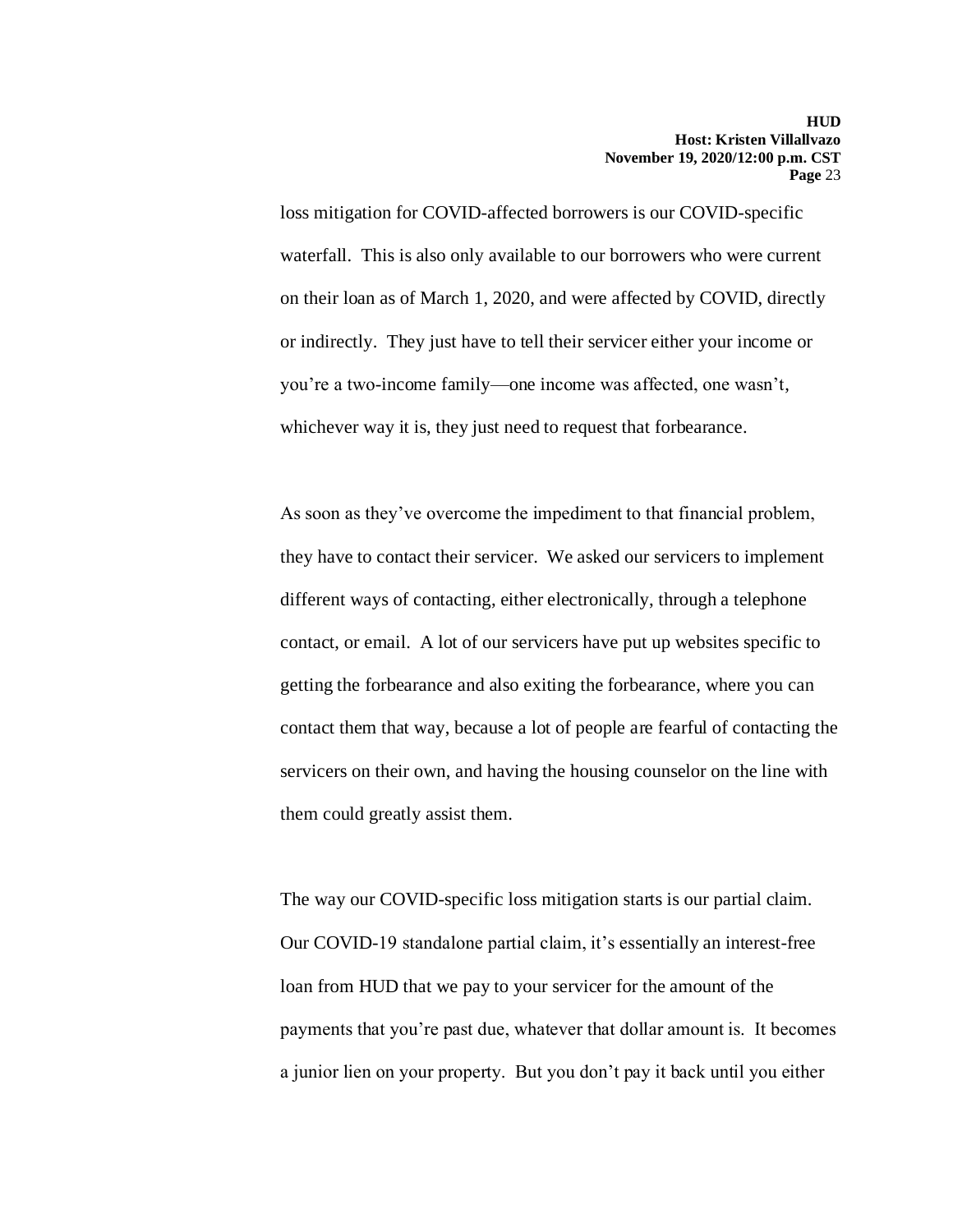loss mitigation for COVID-affected borrowers is our COVID-specific waterfall. This is also only available to our borrowers who were current on their loan as of March 1, 2020, and were affected by COVID, directly or indirectly. They just have to tell their servicer either your income or you're a two-income family—one income was affected, one wasn't, whichever way it is, they just need to request that forbearance.

As soon as they've overcome the impediment to that financial problem, they have to contact their servicer. We asked our servicers to implement different ways of contacting, either electronically, through a telephone contact, or email. A lot of our servicers have put up websites specific to getting the forbearance and also exiting the forbearance, where you can contact them that way, because a lot of people are fearful of contacting the servicers on their own, and having the housing counselor on the line with them could greatly assist them.

The way our COVID-specific loss mitigation starts is our partial claim. Our COVID-19 standalone partial claim, it's essentially an interest-free loan from HUD that we pay to your servicer for the amount of the payments that you're past due, whatever that dollar amount is. It becomes a junior lien on your property. But you don't pay it back until you either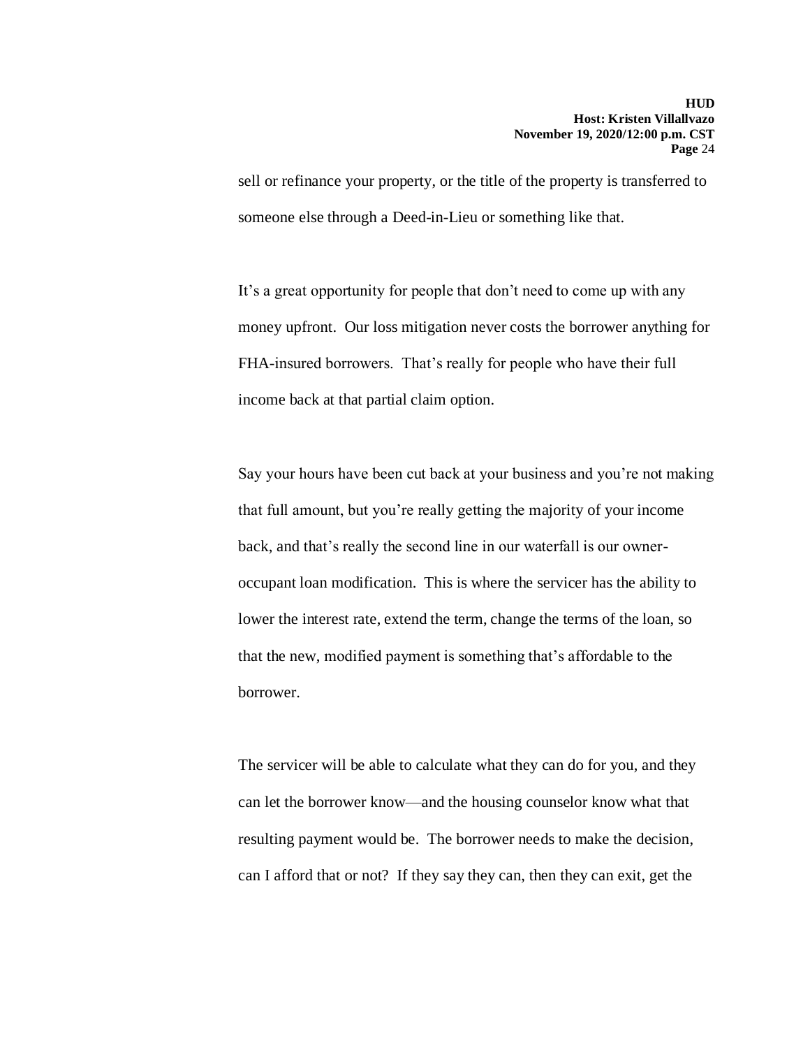sell or refinance your property, or the title of the property is transferred to someone else through a Deed-in-Lieu or something like that.

It's a great opportunity for people that don't need to come up with any money upfront. Our loss mitigation never costs the borrower anything for FHA-insured borrowers. That's really for people who have their full income back at that partial claim option.

Say your hours have been cut back at your business and you're not making that full amount, but you're really getting the majority of your income back, and that's really the second line in our waterfall is our owner-occupant loan modification. This is where the servicer has the ability to lower the interest rate, extend the term, change the terms of the loan, so that the new, modified payment is something that's affordable to the borrower.

The servicer will be able to calculate what they can do for you, and they can let the borrower know—and the housing counselor know what that resulting payment would be. The borrower needs to make the decision, can I afford that or not? If they say they can, then they can exit, get the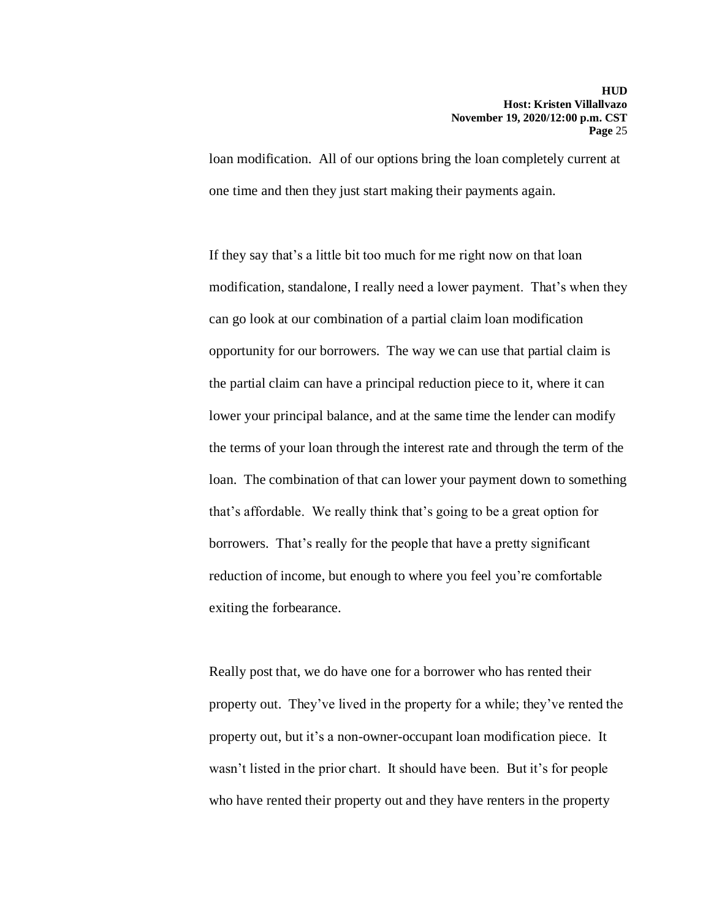loan modification. All of our options bring the loan completely current at one time and then they just start making their payments again.

If they say that's a little bit too much for me right now on that loan modification, standalone, I really need a lower payment. That's when they can go look at our combination of a partial claim loan modification opportunity for our borrowers. The way we can use that partial claim is the partial claim can have a principal reduction piece to it, where it can lower your principal balance, and at the same time the lender can modify the terms of your loan through the interest rate and through the term of the loan. The combination of that can lower your payment down to something that's affordable. We really think that's going to be a great option for borrowers. That's really for the people that have a pretty significant reduction of income, but enough to where you feel you're comfortable exiting the forbearance.

Really post that, we do have one for a borrower who has rented their property out. They've lived in the property for a while; they've rented the property out, but it's a non-owner-occupant loan modification piece. It wasn't listed in the prior chart. It should have been. But it's for people who have rented their property out and they have renters in the property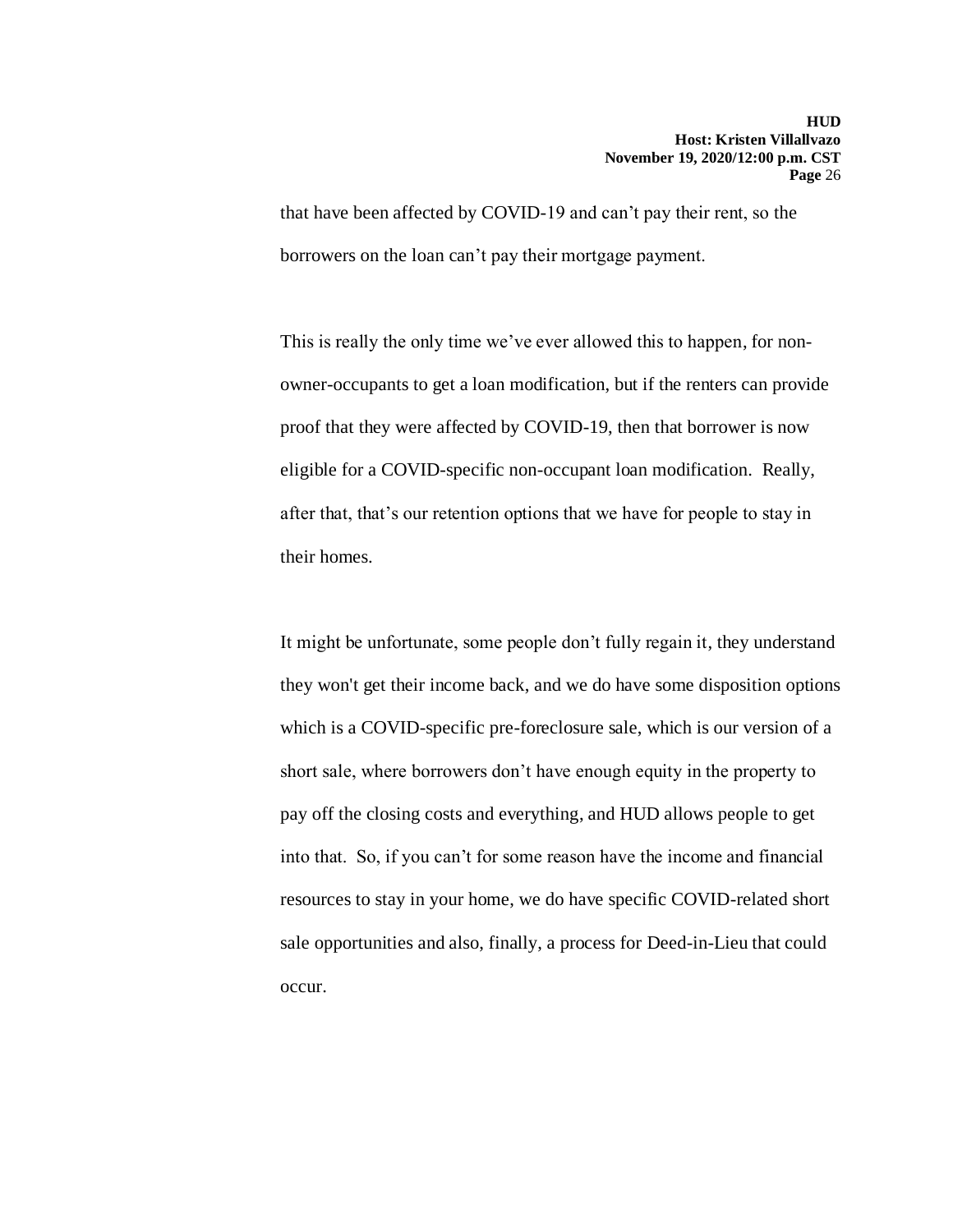that have been affected by COVID-19 and can't pay their rent, so the borrowers on the loan can't pay their mortgage payment.

This is really the only time we've ever allowed this to happen, for non-owner-occupants to get a loan modification, but if the renters can provide proof that they were affected by COVID-19, then that borrower is now eligible for a COVID-specific non-occupant loan modification. Really, after that, that's our retention options that we have for people to stay in their homes.

It might be unfortunate, some people don't fully regain it, they understand they won't get their income back, and we do have some disposition options which is a COVID-specific pre-foreclosure sale, which is our version of a short sale, where borrowers don't have enough equity in the property to pay off the closing costs and everything, and HUD allows people to get into that. So, if you can't for some reason have the income and financial resources to stay in your home, we do have specific COVID-related short sale opportunities and also, finally, a process for Deed-in-Lieu that could occur.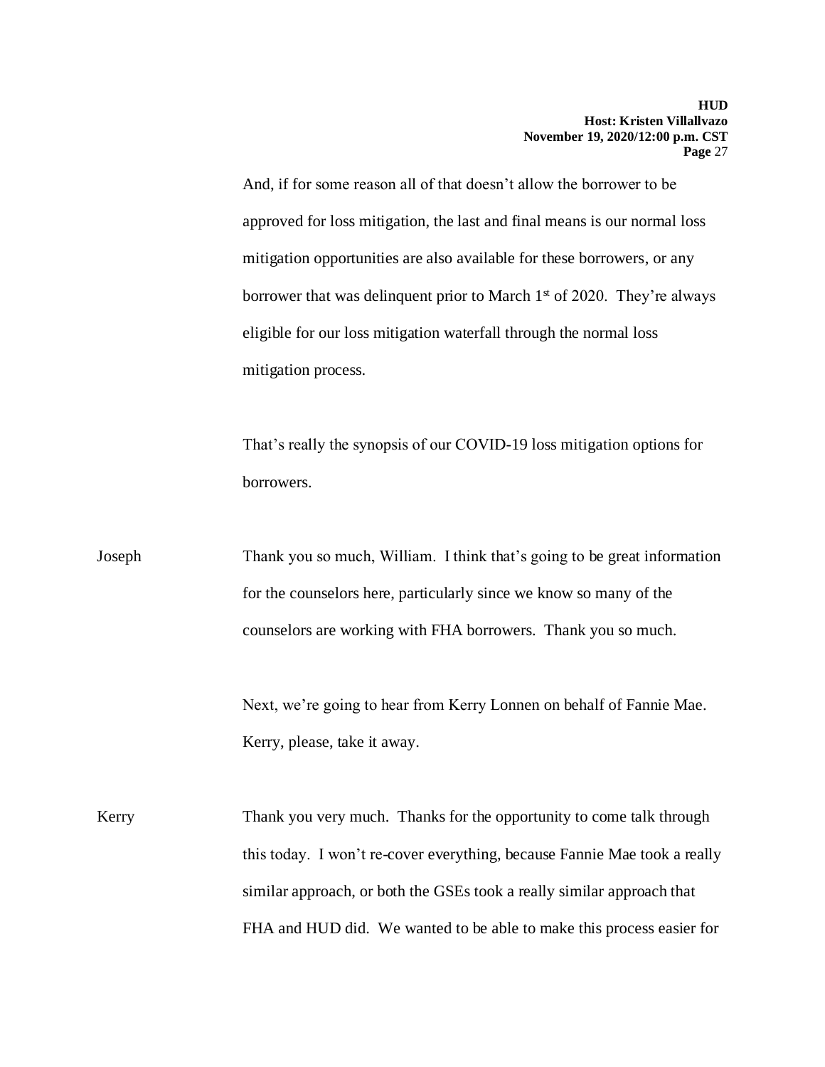And, if for some reason all of that doesn't allow the borrower to be approved for loss mitigation, the last and final means is our normal loss mitigation opportunities are also available for these borrowers, or any borrower that was delinquent prior to March 1st of 2020. They're always eligible for our loss mitigation waterfall through the normal loss mitigation process.

That's really the synopsis of our COVID-19 loss mitigation options for borrowers.

Joseph Thank you so much, William. I think that's going to be great information for the counselors here, particularly since we know so many of the counselors are working with FHA borrowers. Thank you so much.

Next, we're going to hear from Kerry Lonnen on behalf of Fannie Mae. Kerry, please, take it away.

Kerry Thank you very much. Thanks for the opportunity to come talk through this today. I won't re-cover everything, because Fannie Mae took a really similar approach, or both the GSEs took a really similar approach that FHA and HUD did. We wanted to be able to make this process easier for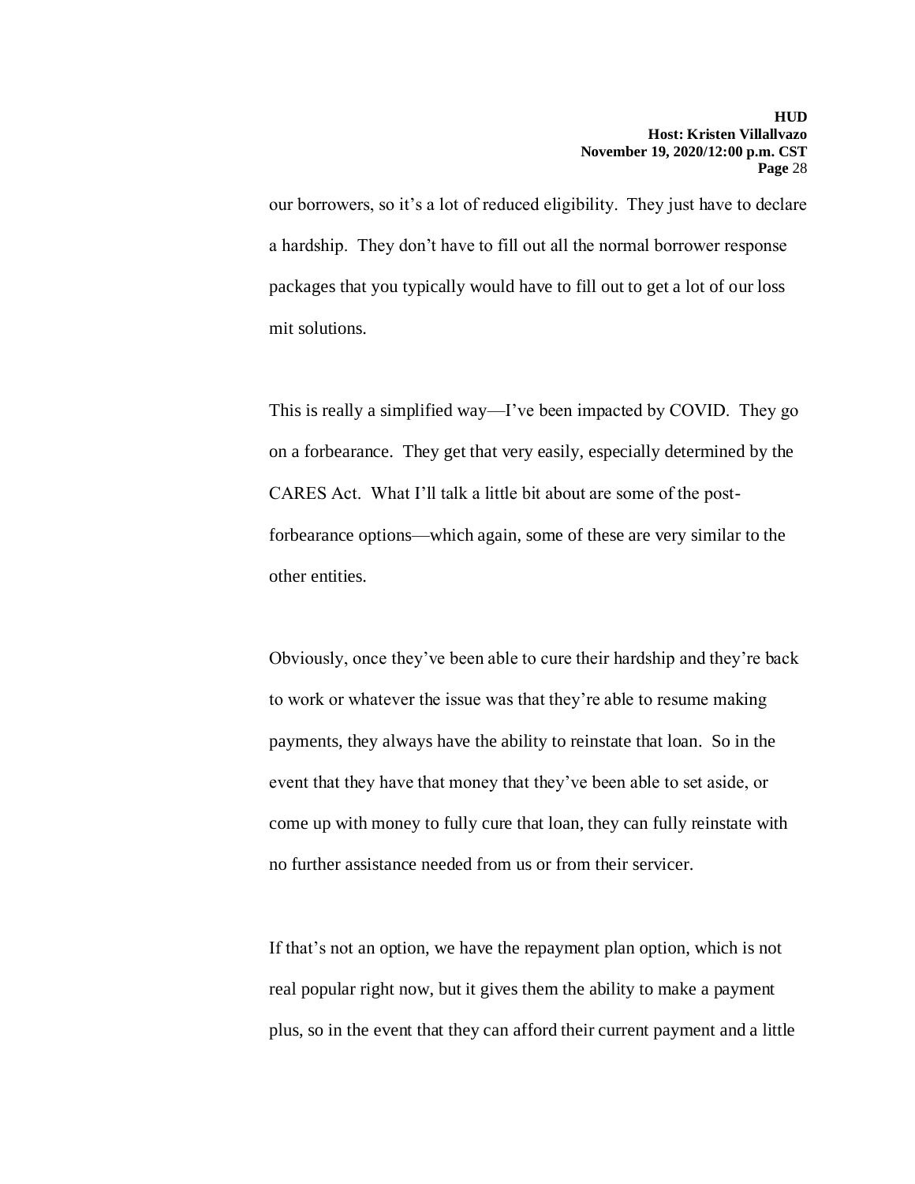our borrowers, so it's a lot of reduced eligibility. They just have to declare a hardship. They don't have to fill out all the normal borrower response packages that you typically would have to fill out to get a lot of our loss mit solutions.

This is really a simplified way—I've been impacted by COVID. They go on a forbearance. They get that very easily, especially determined by the CARES Act. What I'll talk a little bit about are some of the post-forbearance options—which again, some of these are very similar to the other entities.

Obviously, once they've been able to cure their hardship and they're back to work or whatever the issue was that they're able to resume making payments, they always have the ability to reinstate that loan. So in the event that they have that money that they've been able to set aside, or come up with money to fully cure that loan, they can fully reinstate with no further assistance needed from us or from their servicer.

If that's not an option, we have the repayment plan option, which is not real popular right now, but it gives them the ability to make a payment plus, so in the event that they can afford their current payment and a little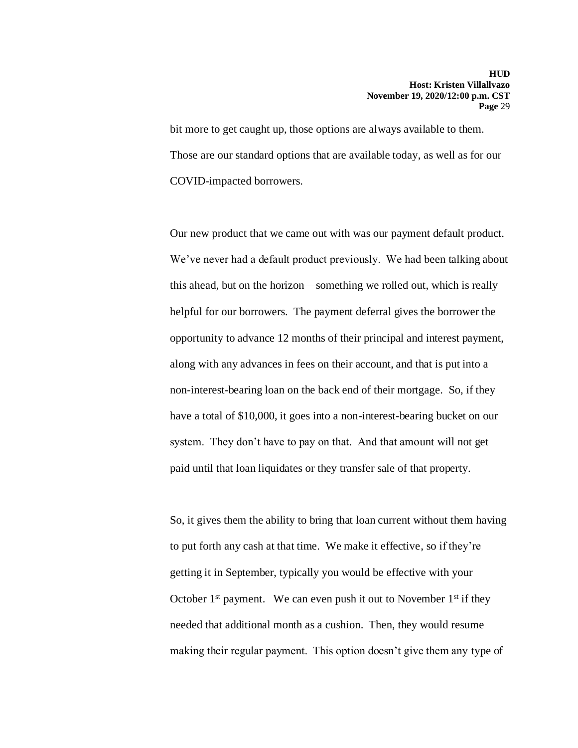bit more to get caught up, those options are always available to them. Those are our standard options that are available today, as well as for our COVID-impacted borrowers.

Our new product that we came out with was our payment default product. We've never had a default product previously. We had been talking about this ahead, but on the horizon—something we rolled out, which is really helpful for our borrowers. The payment deferral gives the borrower the opportunity to advance 12 months of their principal and interest payment, along with any advances in fees on their account, and that is put into a non-interest-bearing loan on the back end of their mortgage. So, if they have a total of $10,000, it goes into a non-interest-bearing bucket on our system. They don't have to pay on that. And that amount will not get paid until that loan liquidates or they transfer sale of that property.

So, it gives them the ability to bring that loan current without them having to put forth any cash at that time. We make it effective, so if they're getting it in September, typically you would be effective with your October 1st payment. We can even push it out to November 1st if they needed that additional month as a cushion. Then, they would resume making their regular payment. This option doesn't give them any type of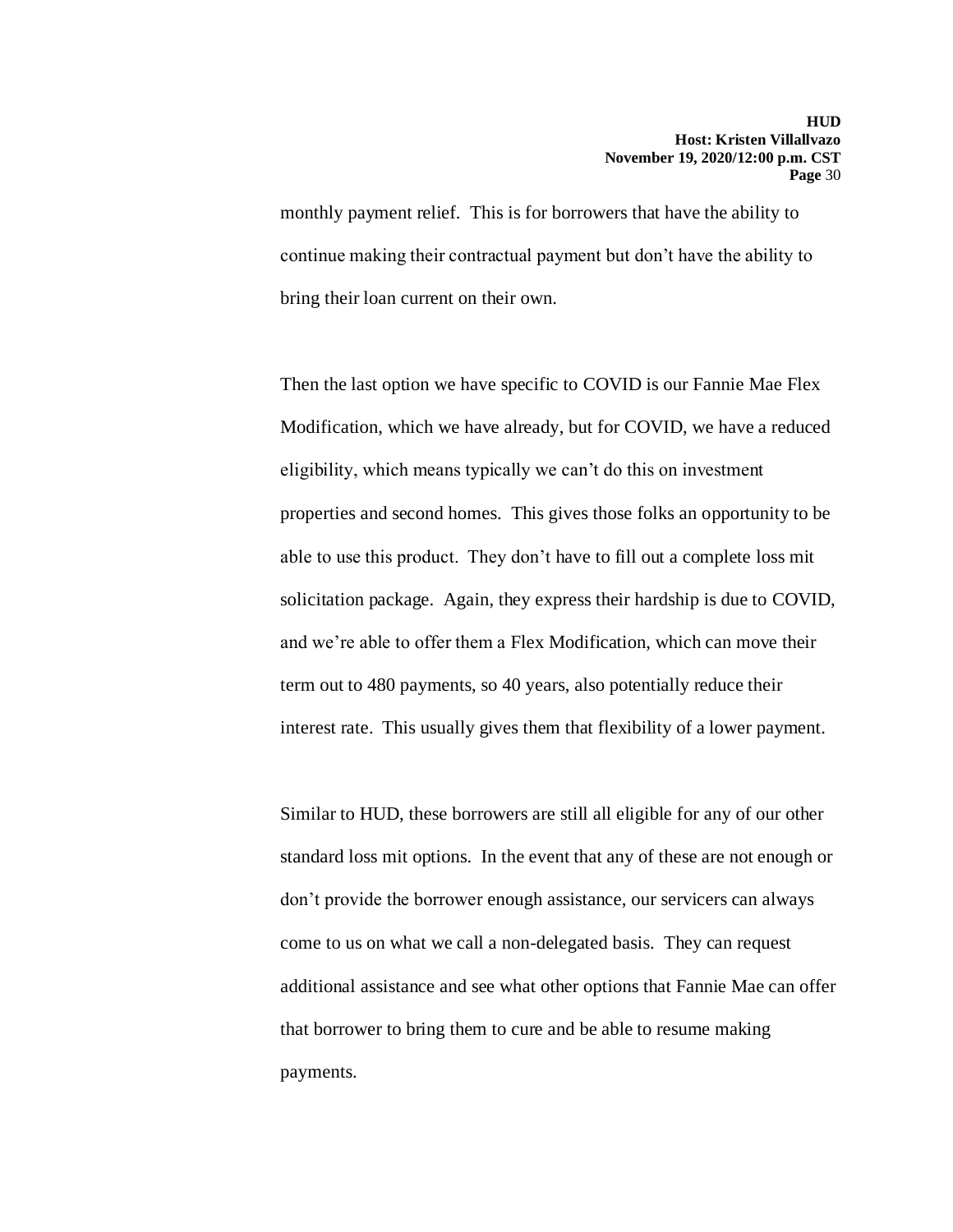monthly payment relief. This is for borrowers that have the ability to continue making their contractual payment but don't have the ability to bring their loan current on their own.

Then the last option we have specific to COVID is our Fannie Mae Flex Modification, which we have already, but for COVID, we have a reduced eligibility, which means typically we can't do this on investment properties and second homes. This gives those folks an opportunity to be able to use this product. They don't have to fill out a complete loss mit solicitation package. Again, they express their hardship is due to COVID, and we're able to offer them a Flex Modification, which can move their term out to 480 payments, so 40 years, also potentially reduce their interest rate. This usually gives them that flexibility of a lower payment.

Similar to HUD, these borrowers are still all eligible for any of our other standard loss mit options. In the event that any of these are not enough or don't provide the borrower enough assistance, our servicers can always come to us on what we call a non-delegated basis. They can request additional assistance and see what other options that Fannie Mae can offer that borrower to bring them to cure and be able to resume making payments.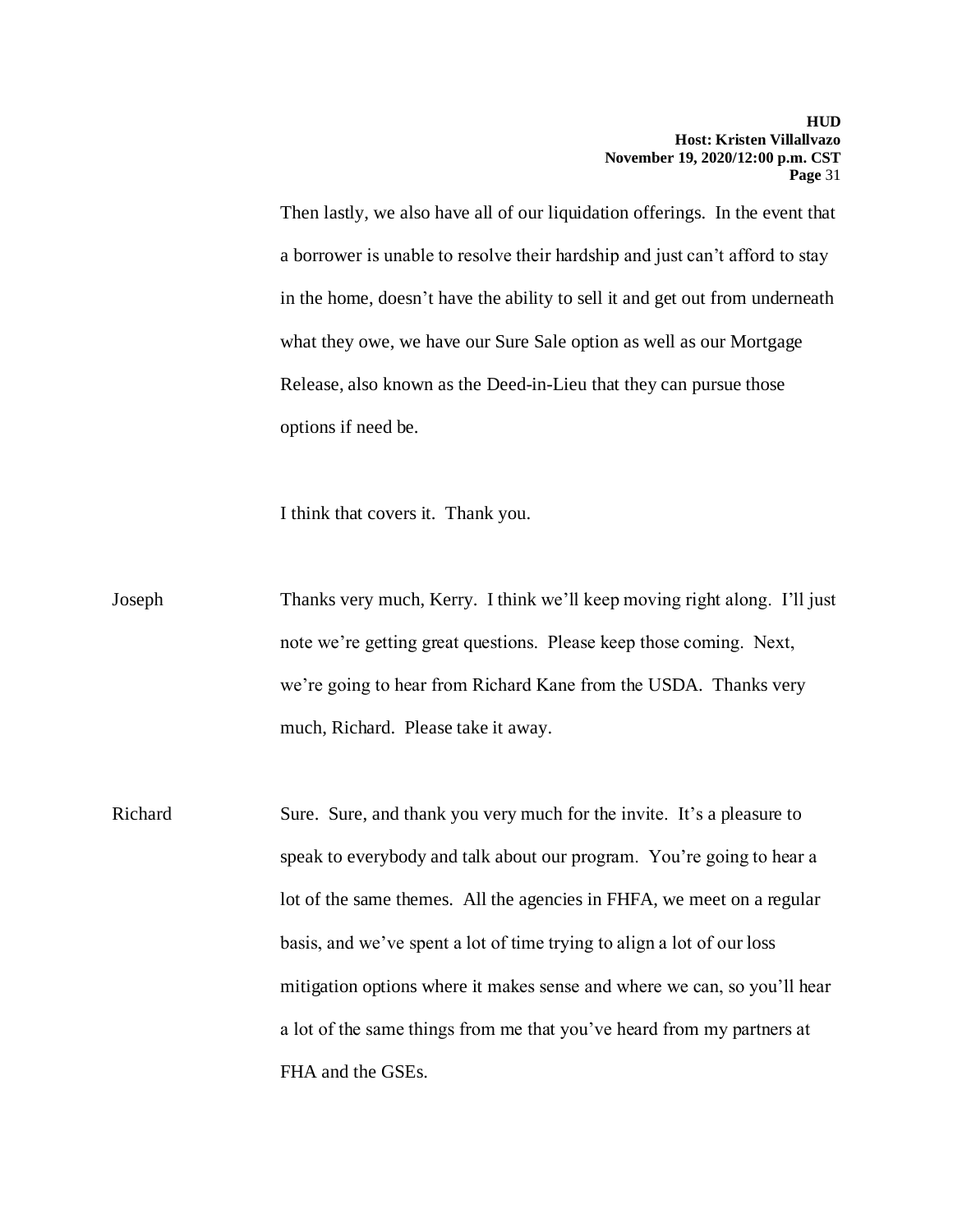Then lastly, we also have all of our liquidation offerings. In the event that a borrower is unable to resolve their hardship and just can't afford to stay in the home, doesn't have the ability to sell it and get out from underneath what they owe, we have our Sure Sale option as well as our Mortgage Release, also known as the Deed-in-Lieu that they can pursue those options if need be.

I think that covers it. Thank you.

Joseph: Thanks very much, Kerry. I think we'll keep moving right along. I'll just note we're getting great questions. Please keep those coming. Next, we're going to hear from Richard Kane from the USDA. Thanks very much, Richard. Please take it away.

Richard: Sure. Sure, and thank you very much for the invite. It's a pleasure to speak to everybody and talk about our program. You're going to hear a lot of the same themes. All the agencies in FHFA, we meet on a regular basis, and we've spent a lot of time trying to align a lot of our loss mitigation options where it makes sense and where we can, so you'll hear a lot of the same things from me that you've heard from my partners at FHA and the GSEs.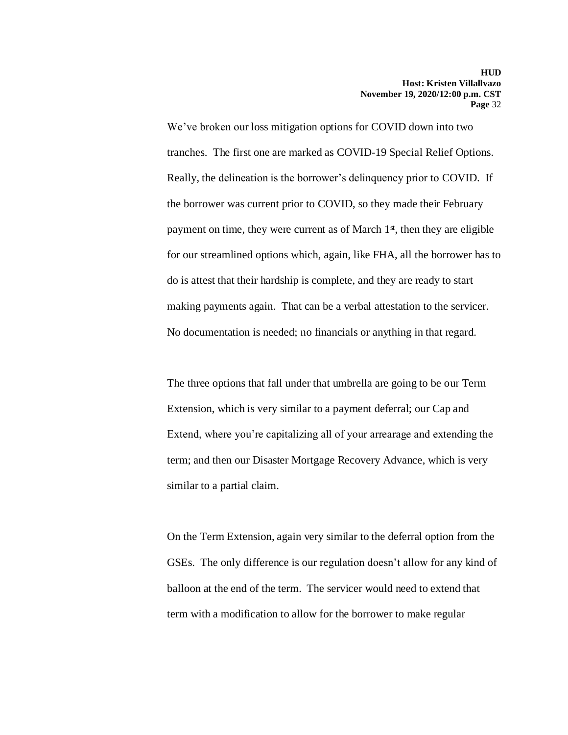We've broken our loss mitigation options for COVID down into two tranches. The first one are marked as COVID-19 Special Relief Options. Really, the delineation is the borrower's delinquency prior to COVID. If the borrower was current prior to COVID, so they made their February payment on time, they were current as of March 1st, then they are eligible for our streamlined options which, again, like FHA, all the borrower has to do is attest that their hardship is complete, and they are ready to start making payments again. That can be a verbal attestation to the servicer. No documentation is needed; no financials or anything in that regard.

The three options that fall under that umbrella are going to be our Term Extension, which is very similar to a payment deferral; our Cap and Extend, where you're capitalizing all of your arrearage and extending the term; and then our Disaster Mortgage Recovery Advance, which is very similar to a partial claim.

On the Term Extension, again very similar to the deferral option from the GSEs. The only difference is our regulation doesn't allow for any kind of balloon at the end of the term. The servicer would need to extend that term with a modification to allow for the borrower to make regular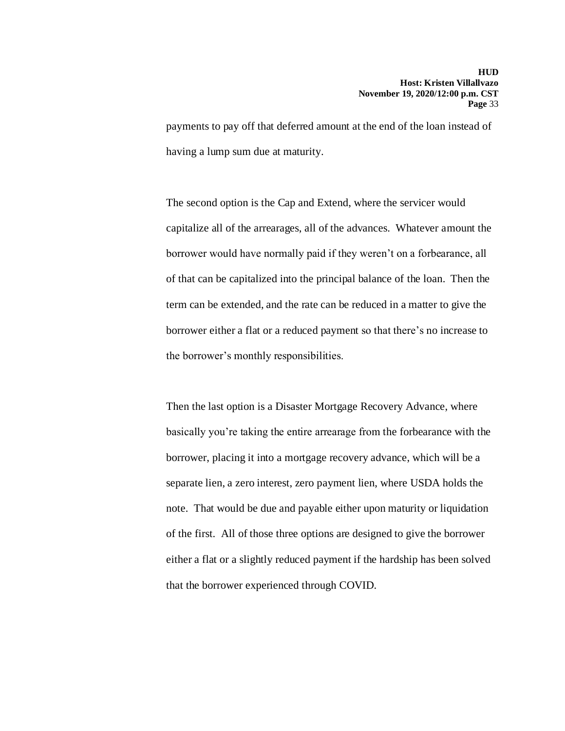payments to pay off that deferred amount at the end of the loan instead of having a lump sum due at maturity.

The second option is the Cap and Extend, where the servicer would capitalize all of the arrearages, all of the advances. Whatever amount the borrower would have normally paid if they weren't on a forbearance, all of that can be capitalized into the principal balance of the loan. Then the term can be extended, and the rate can be reduced in a matter to give the borrower either a flat or a reduced payment so that there's no increase to the borrower's monthly responsibilities.

Then the last option is a Disaster Mortgage Recovery Advance, where basically you're taking the entire arrearage from the forbearance with the borrower, placing it into a mortgage recovery advance, which will be a separate lien, a zero interest, zero payment lien, where USDA holds the note. That would be due and payable either upon maturity or liquidation of the first. All of those three options are designed to give the borrower either a flat or a slightly reduced payment if the hardship has been solved that the borrower experienced through COVID.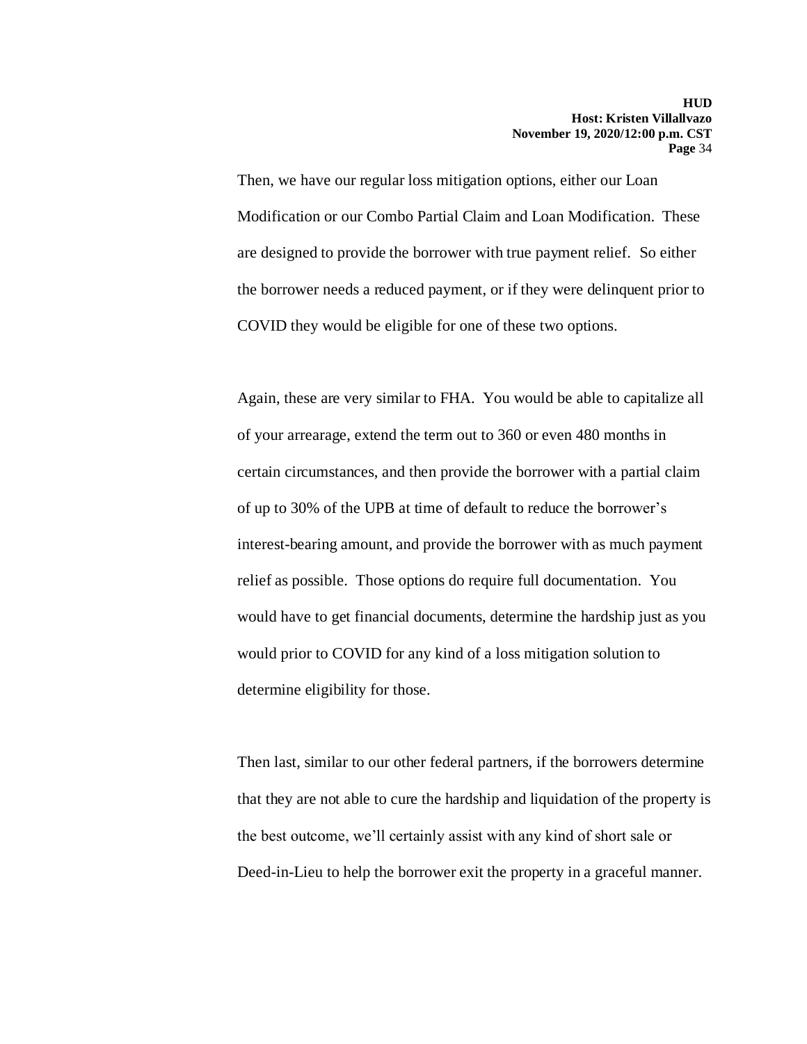Then, we have our regular loss mitigation options, either our Loan Modification or our Combo Partial Claim and Loan Modification. These are designed to provide the borrower with true payment relief. So either the borrower needs a reduced payment, or if they were delinquent prior to COVID they would be eligible for one of these two options.

Again, these are very similar to FHA. You would be able to capitalize all of your arrearage, extend the term out to 360 or even 480 months in certain circumstances, and then provide the borrower with a partial claim of up to 30% of the UPB at time of default to reduce the borrower's interest-bearing amount, and provide the borrower with as much payment relief as possible. Those options do require full documentation. You would have to get financial documents, determine the hardship just as you would prior to COVID for any kind of a loss mitigation solution to determine eligibility for those.

Then last, similar to our other federal partners, if the borrowers determine that they are not able to cure the hardship and liquidation of the property is the best outcome, we'll certainly assist with any kind of short sale or Deed-in-Lieu to help the borrower exit the property in a graceful manner.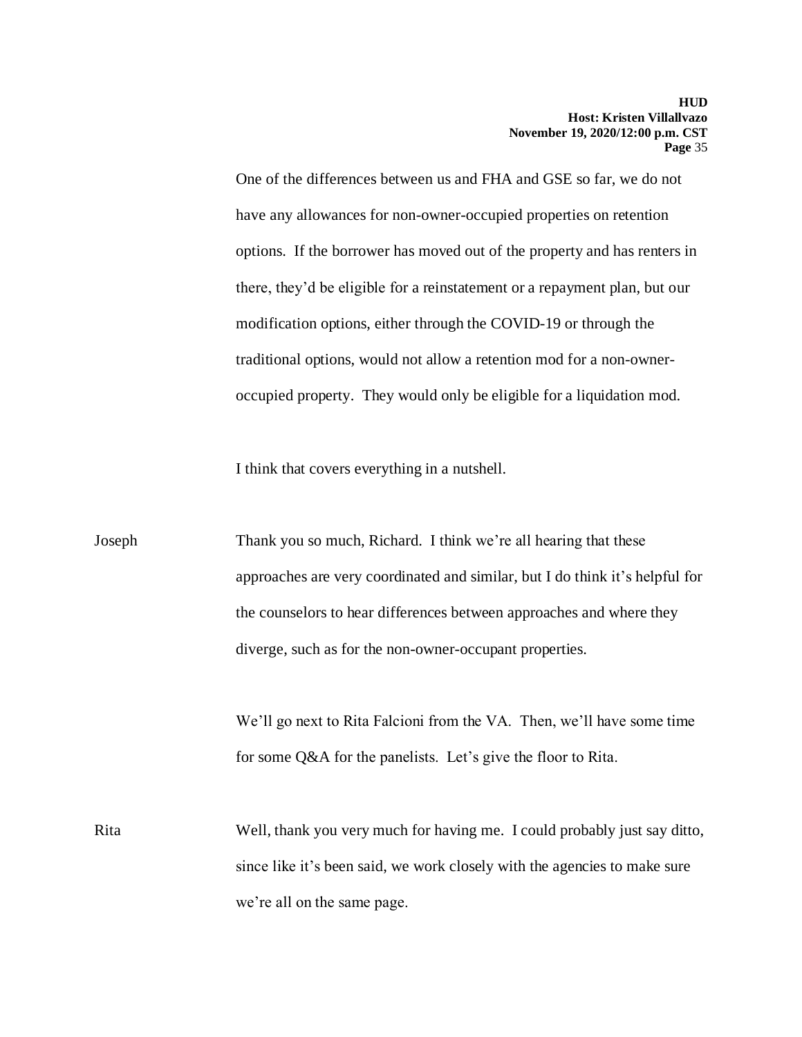One of the differences between us and FHA and GSE so far, we do not have any allowances for non-owner-occupied properties on retention options. If the borrower has moved out of the property and has renters in there, they'd be eligible for a reinstatement or a repayment plan, but our modification options, either through the COVID-19 or through the traditional options, would not allow a retention mod for a non-owner-occupied property. They would only be eligible for a liquidation mod.

I think that covers everything in a nutshell.

Joseph: Thank you so much, Richard. I think we're all hearing that these approaches are very coordinated and similar, but I do think it's helpful for the counselors to hear differences between approaches and where they diverge, such as for the non-owner-occupant properties.

We'll go next to Rita Falcioni from the VA. Then, we'll have some time for some Q&A for the panelists. Let's give the floor to Rita.

Rita: Well, thank you very much for having me. I could probably just say ditto, since like it's been said, we work closely with the agencies to make sure we're all on the same page.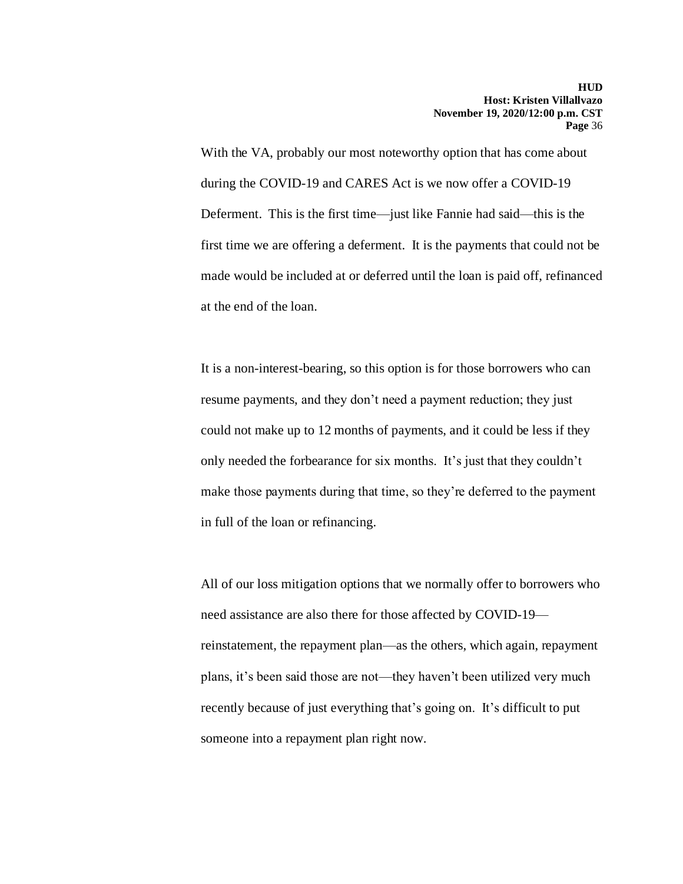With the VA, probably our most noteworthy option that has come about during the COVID-19 and CARES Act is we now offer a COVID-19 Deferment. This is the first time—just like Fannie had said—this is the first time we are offering a deferment. It is the payments that could not be made would be included at or deferred until the loan is paid off, refinanced at the end of the loan.

It is a non-interest-bearing, so this option is for those borrowers who can resume payments, and they don't need a payment reduction; they just could not make up to 12 months of payments, and it could be less if they only needed the forbearance for six months. It's just that they couldn't make those payments during that time, so they're deferred to the payment in full of the loan or refinancing.

All of our loss mitigation options that we normally offer to borrowers who need assistance are also there for those affected by COVID-19—reinstatement, the repayment plan—as the others, which again, repayment plans, it's been said those are not—they haven't been utilized very much recently because of just everything that's going on. It's difficult to put someone into a repayment plan right now.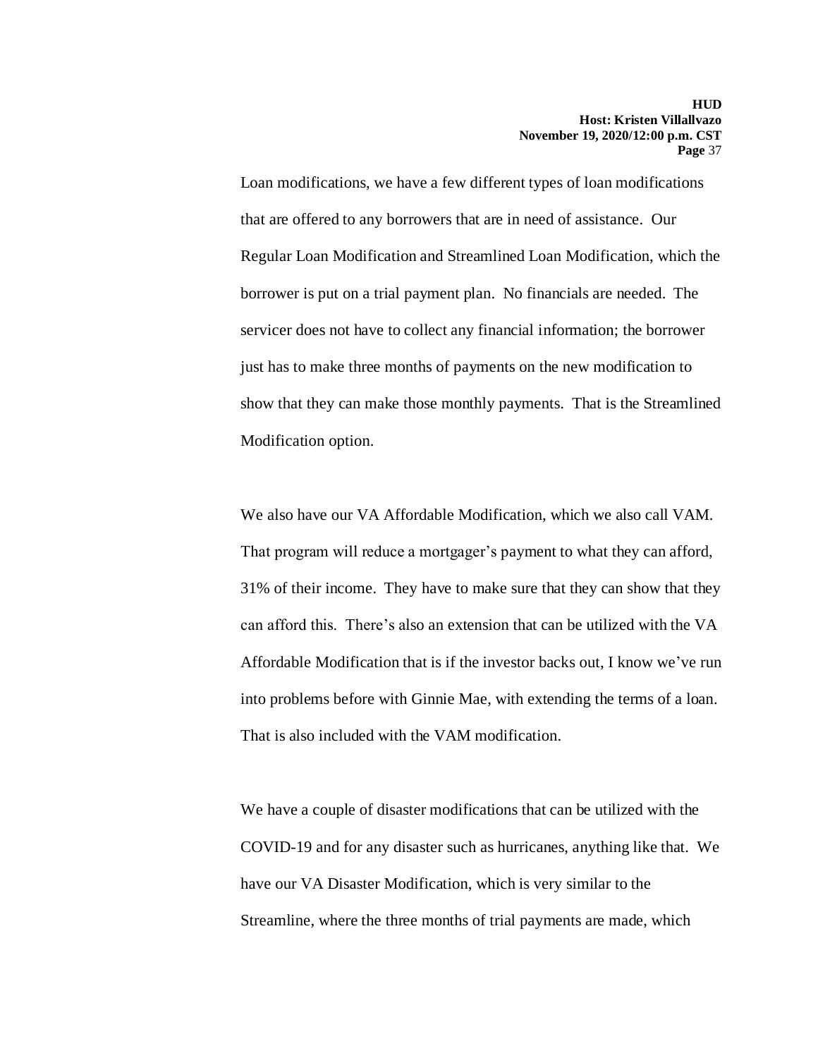Loan modifications, we have a few different types of loan modifications that are offered to any borrowers that are in need of assistance. Our Regular Loan Modification and Streamlined Loan Modification, which the borrower is put on a trial payment plan. No financials are needed. The servicer does not have to collect any financial information; the borrower just has to make three months of payments on the new modification to show that they can make those monthly payments. That is the Streamlined Modification option.

We also have our VA Affordable Modification, which we also call VAM. That program will reduce a mortgager's payment to what they can afford, 31% of their income. They have to make sure that they can show that they can afford this. There's also an extension that can be utilized with the VA Affordable Modification that is if the investor backs out, I know we've run into problems before with Ginnie Mae, with extending the terms of a loan. That is also included with the VAM modification.

We have a couple of disaster modifications that can be utilized with the COVID-19 and for any disaster such as hurricanes, anything like that. We have our VA Disaster Modification, which is very similar to the Streamline, where the three months of trial payments are made, which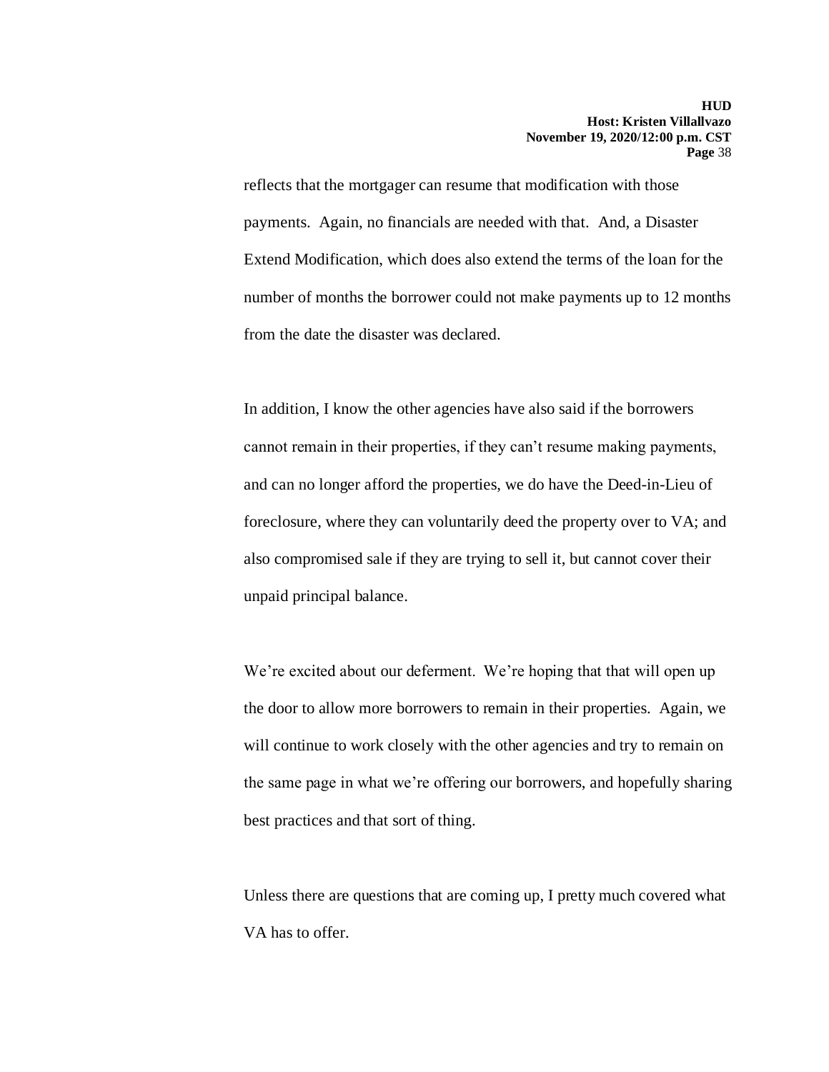reflects that the mortgager can resume that modification with those payments. Again, no financials are needed with that. And, a Disaster Extend Modification, which does also extend the terms of the loan for the number of months the borrower could not make payments up to 12 months from the date the disaster was declared.

In addition, I know the other agencies have also said if the borrowers cannot remain in their properties, if they can't resume making payments, and can no longer afford the properties, we do have the Deed-in-Lieu of foreclosure, where they can voluntarily deed the property over to VA; and also compromised sale if they are trying to sell it, but cannot cover their unpaid principal balance.

We're excited about our deferment. We're hoping that that will open up the door to allow more borrowers to remain in their properties. Again, we will continue to work closely with the other agencies and try to remain on the same page in what we're offering our borrowers, and hopefully sharing best practices and that sort of thing.

Unless there are questions that are coming up, I pretty much covered what VA has to offer.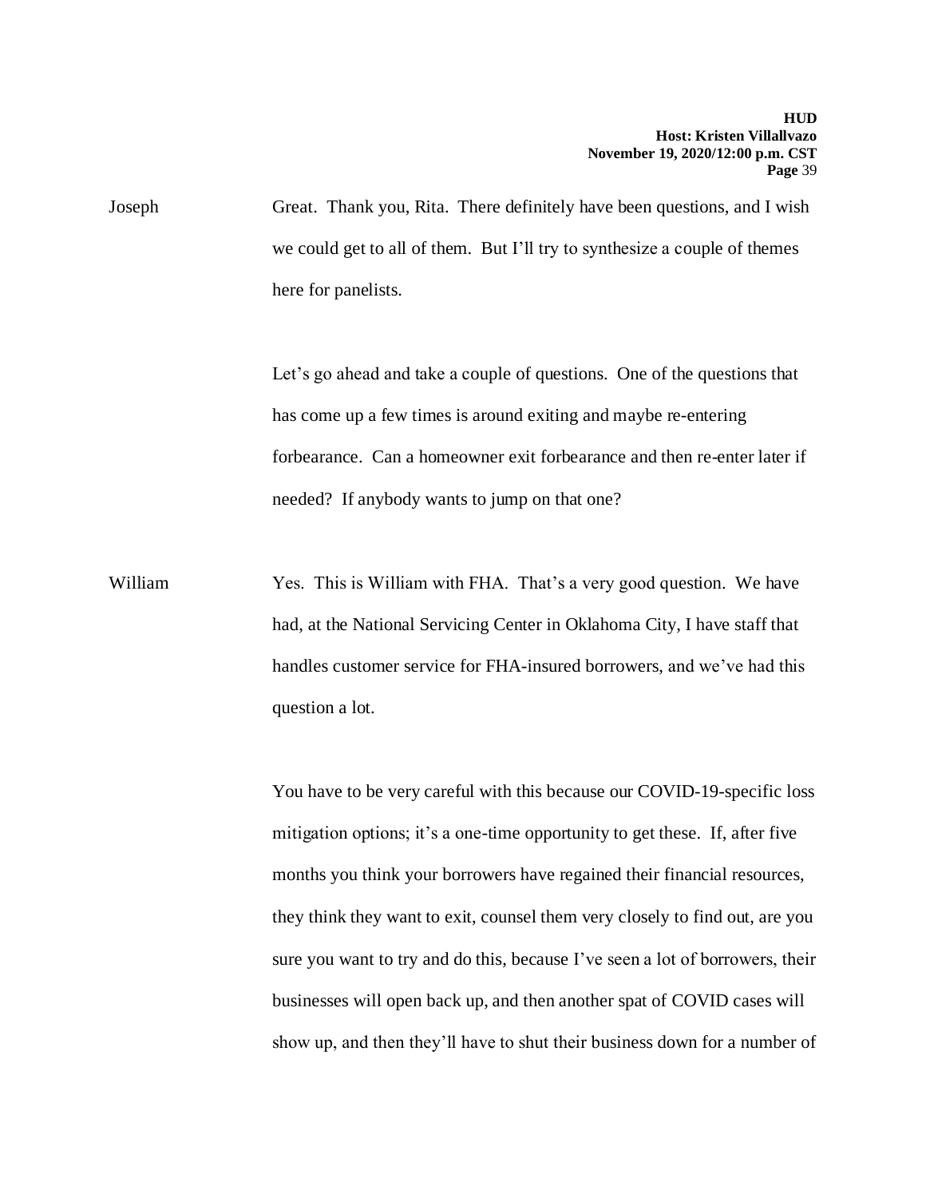Joseph Great. Thank you, Rita. There definitely have been questions, and I wish we could get to all of them. But I'll try to synthesize a couple of themes here for panelists.

Let's go ahead and take a couple of questions. One of the questions that has come up a few times is around exiting and maybe re-entering forbearance. Can a homeowner exit forbearance and then re-enter later if needed? If anybody wants to jump on that one?

William Yes. This is William with FHA. That's a very good question. We have had, at the National Servicing Center in Oklahoma City, I have staff that handles customer service for FHA-insured borrowers, and we've had this question a lot.

You have to be very careful with this because our COVID-19-specific loss mitigation options; it's a one-time opportunity to get these. If, after five months you think your borrowers have regained their financial resources, they think they want to exit, counsel them very closely to find out, are you sure you want to try and do this, because I've seen a lot of borrowers, their businesses will open back up, and then another spat of COVID cases will show up, and then they'll have to shut their business down for a number of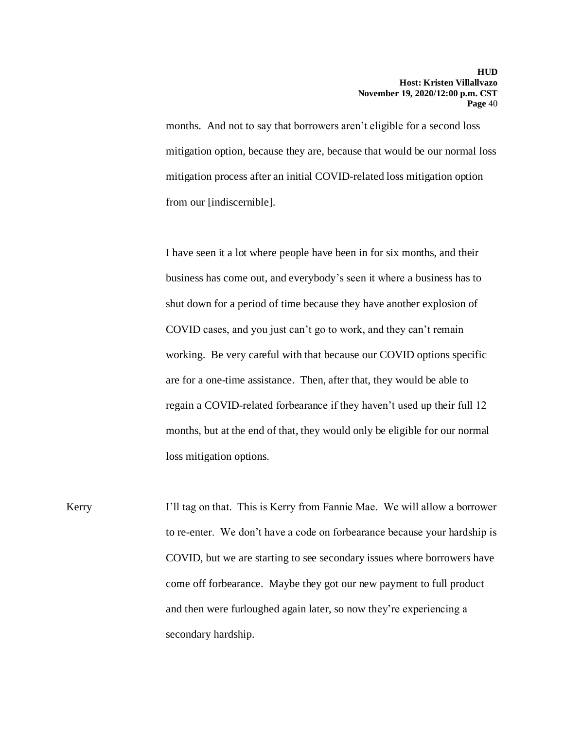months. And not to say that borrowers aren't eligible for a second loss mitigation option, because they are, because that would be our normal loss mitigation process after an initial COVID-related loss mitigation option from our [indiscernible].

I have seen it a lot where people have been in for six months, and their business has come out, and everybody's seen it where a business has to shut down for a period of time because they have another explosion of COVID cases, and you just can't go to work, and they can't remain working. Be very careful with that because our COVID options specific are for a one-time assistance. Then, after that, they would be able to regain a COVID-related forbearance if they haven't used up their full 12 months, but at the end of that, they would only be eligible for our normal loss mitigation options.

Kerry: I'll tag on that. This is Kerry from Fannie Mae. We will allow a borrower to re-enter. We don't have a code on forbearance because your hardship is COVID, but we are starting to see secondary issues where borrowers have come off forbearance. Maybe they got our new payment to full product and then were furloughed again later, so now they're experiencing a secondary hardship.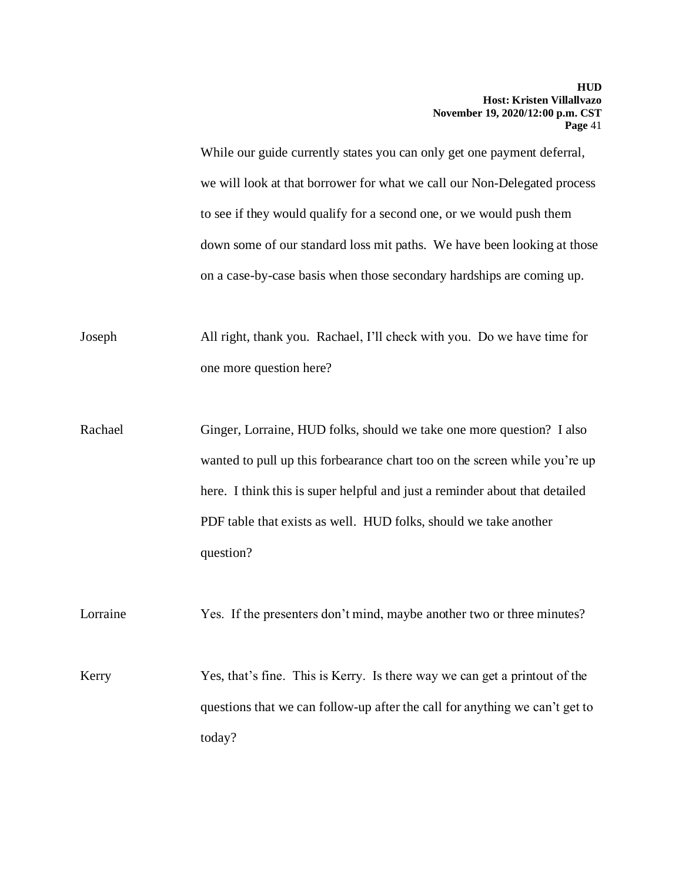While our guide currently states you can only get one payment deferral, we will look at that borrower for what we call our Non-Delegated process to see if they would qualify for a second one, or we would push them down some of our standard loss mit paths. We have been looking at those on a case-by-case basis when those secondary hardships are coming up.

Joseph: All right, thank you. Rachael, I'll check with you. Do we have time for one more question here?

Rachael: Ginger, Lorraine, HUD folks, should we take one more question? I also wanted to pull up this forbearance chart too on the screen while you're up here. I think this is super helpful and just a reminder about that detailed PDF table that exists as well. HUD folks, should we take another question?

Lorraine: Yes. If the presenters don't mind, maybe another two or three minutes?

Kerry: Yes, that's fine. This is Kerry. Is there way we can get a printout of the questions that we can follow-up after the call for anything we can't get to today?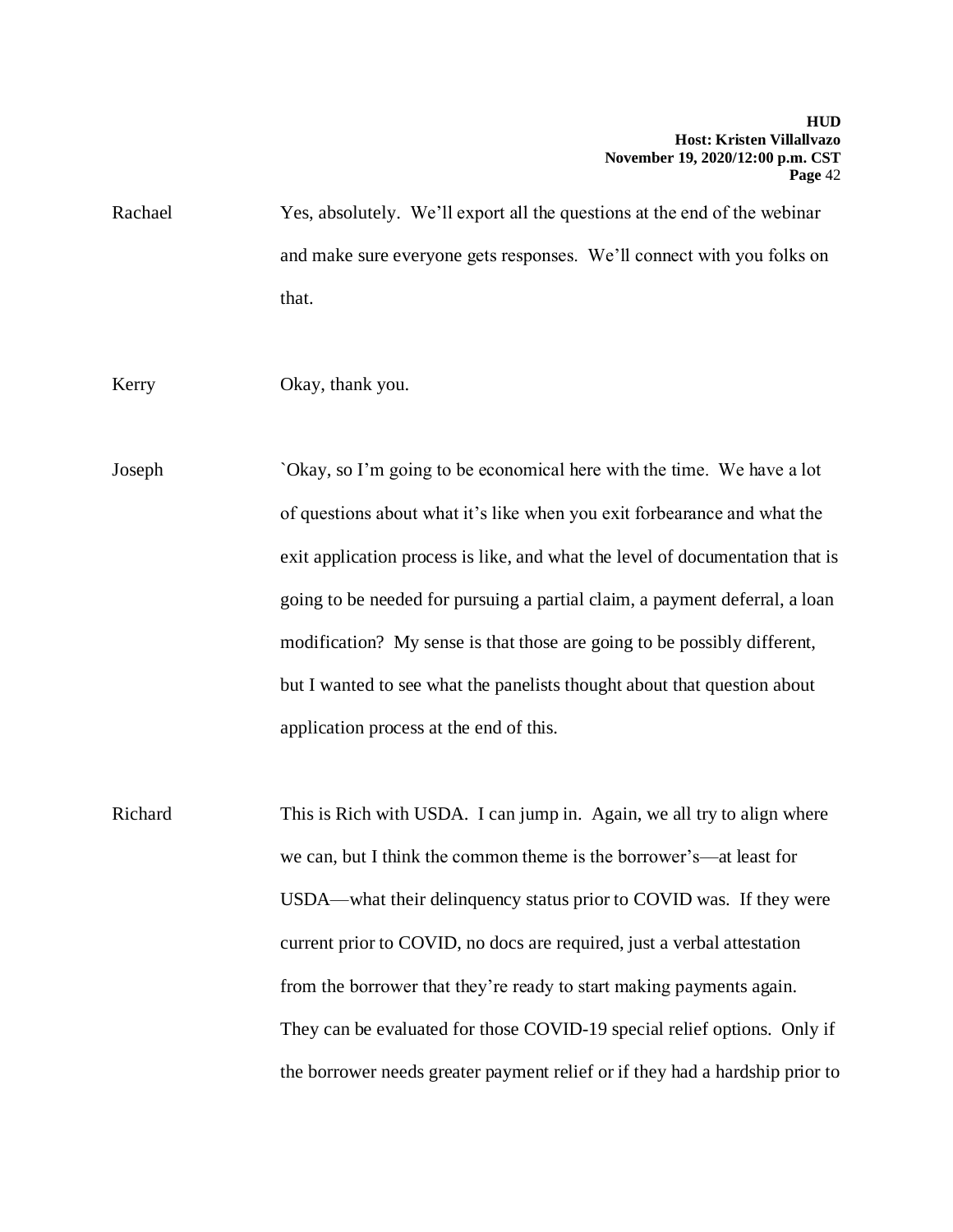Rachael Yes, absolutely. We'll export all the questions at the end of the webinar and make sure everyone gets responses. We'll connect with you folks on that.

Kerry Okay, thank you.

Joseph `Okay, so I'm going to be economical here with the time. We have a lot of questions about what it's like when you exit forbearance and what the exit application process is like, and what the level of documentation that is going to be needed for pursuing a partial claim, a payment deferral, a loan modification? My sense is that those are going to be possibly different, but I wanted to see what the panelists thought about that question about application process at the end of this.

Richard This is Rich with USDA. I can jump in. Again, we all try to align where we can, but I think the common theme is the borrower's—at least for USDA—what their delinquency status prior to COVID was. If they were current prior to COVID, no docs are required, just a verbal attestation from the borrower that they're ready to start making payments again. They can be evaluated for those COVID-19 special relief options. Only if the borrower needs greater payment relief or if they had a hardship prior to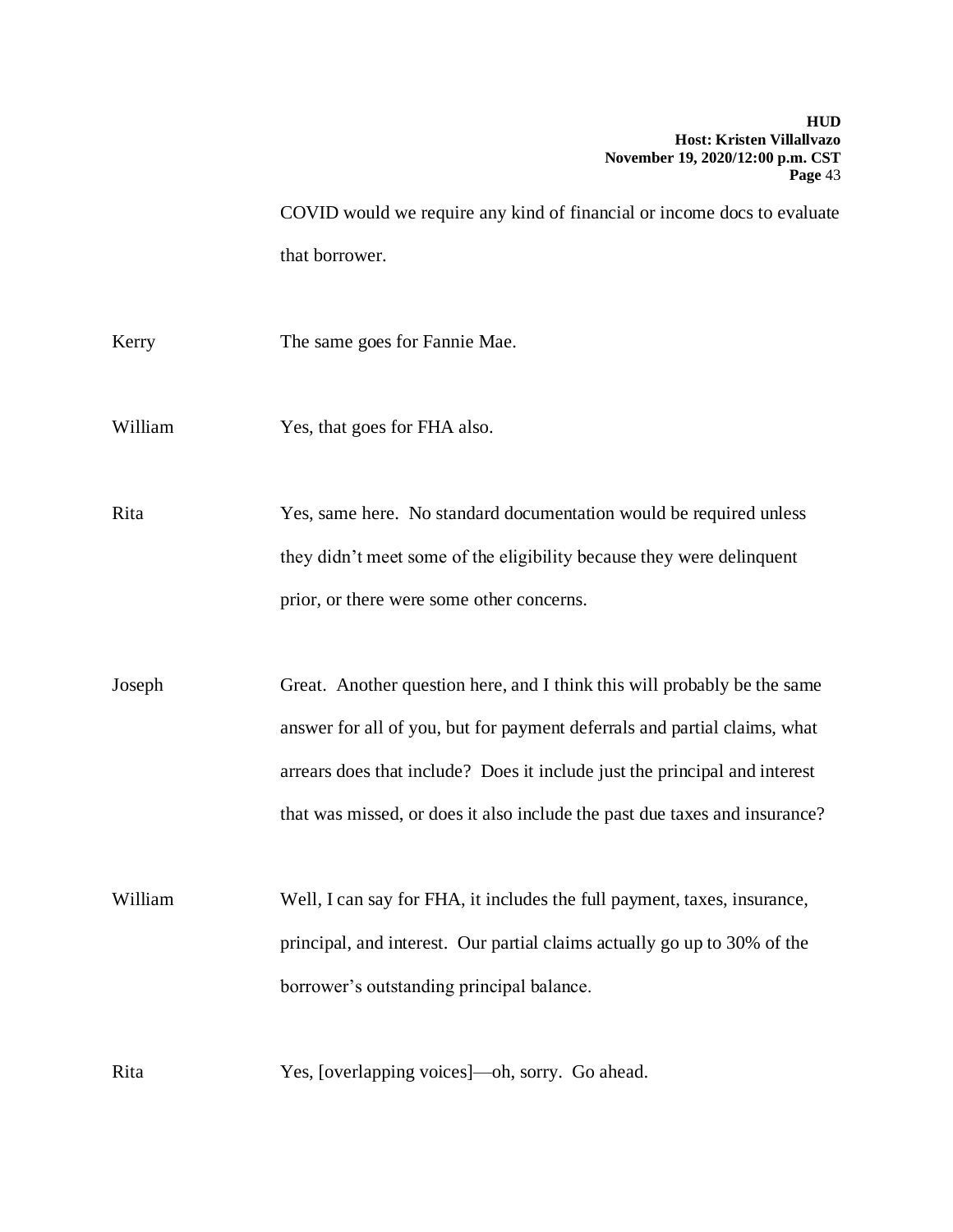COVID would we require any kind of financial or income docs to evaluate that borrower.

Kerry The same goes for Fannie Mae.

William Yes, that goes for FHA also.

Rita Yes, same here. No standard documentation would be required unless they didn't meet some of the eligibility because they were delinquent prior, or there were some other concerns.

Joseph Great. Another question here, and I think this will probably be the same answer for all of you, but for payment deferrals and partial claims, what arrears does that include? Does it include just the principal and interest that was missed, or does it also include the past due taxes and insurance?

William Well, I can say for FHA, it includes the full payment, taxes, insurance, principal, and interest. Our partial claims actually go up to 30% of the borrower's outstanding principal balance.

Rita Yes, [overlapping voices]—oh, sorry. Go ahead.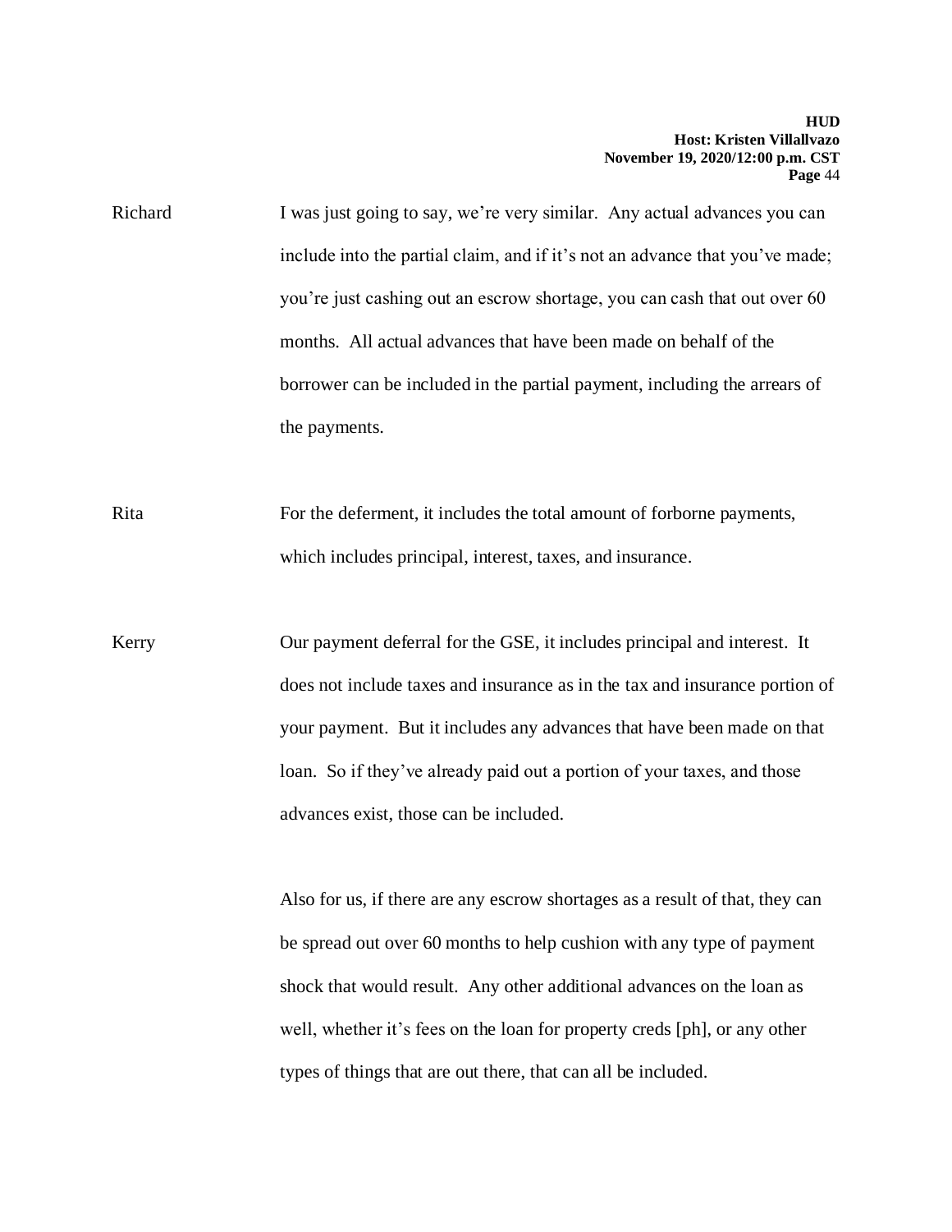Richard I was just going to say, we're very similar. Any actual advances you can include into the partial claim, and if it's not an advance that you've made; you're just cashing out an escrow shortage, you can cash that out over 60 months. All actual advances that have been made on behalf of the borrower can be included in the partial payment, including the arrears of the payments.

Rita For the deferment, it includes the total amount of forborne payments, which includes principal, interest, taxes, and insurance.

Kerry Our payment deferral for the GSE, it includes principal and interest. It does not include taxes and insurance as in the tax and insurance portion of your payment. But it includes any advances that have been made on that loan. So if they've already paid out a portion of your taxes, and those advances exist, those can be included.

Also for us, if there are any escrow shortages as a result of that, they can be spread out over 60 months to help cushion with any type of payment shock that would result. Any other additional advances on the loan as well, whether it's fees on the loan for property creds [ph], or any other types of things that are out there, that can all be included.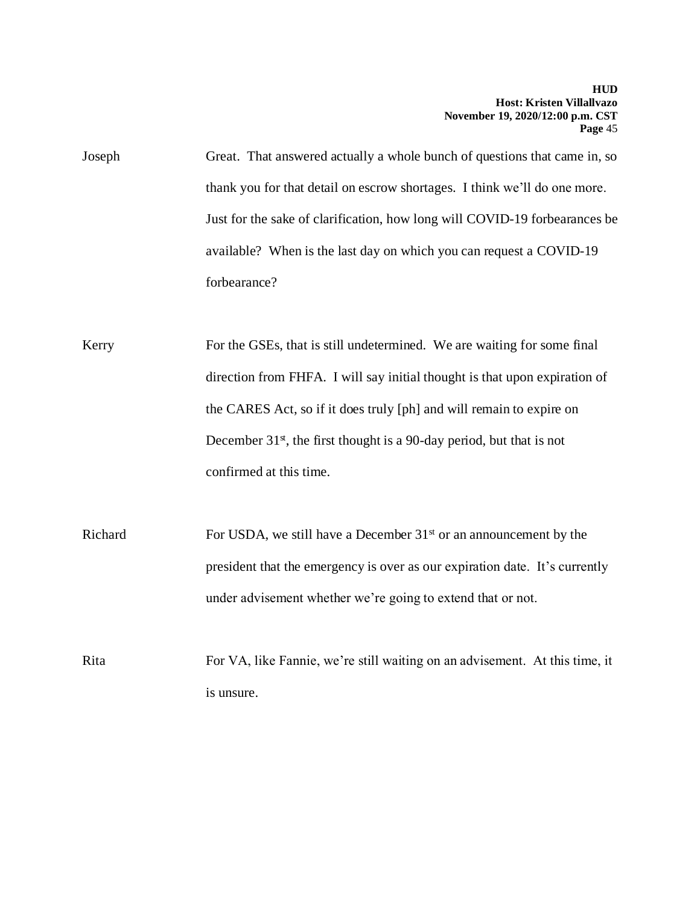Joseph Great. That answered actually a whole bunch of questions that came in, so thank you for that detail on escrow shortages. I think we'll do one more. Just for the sake of clarification, how long will COVID-19 forbearances be available? When is the last day on which you can request a COVID-19 forbearance?

Kerry For the GSEs, that is still undetermined. We are waiting for some final direction from FHFA. I will say initial thought is that upon expiration of the CARES Act, so if it does truly [ph] and will remain to expire on December 31st, the first thought is a 90-day period, but that is not confirmed at this time.

Richard For USDA, we still have a December 31st or an announcement by the president that the emergency is over as our expiration date. It's currently under advisement whether we're going to extend that or not.

Rita For VA, like Fannie, we're still waiting on an advisement. At this time, it is unsure.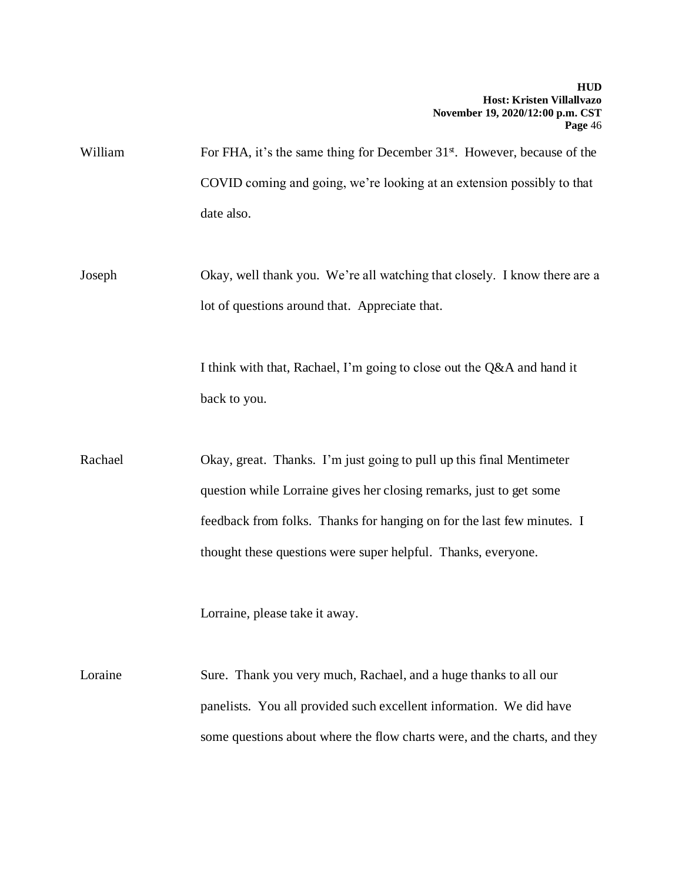William For FHA, it's the same thing for December 31st. However, because of the COVID coming and going, we're looking at an extension possibly to that date also.

Joseph Okay, well thank you. We're all watching that closely. I know there are a lot of questions around that. Appreciate that.

I think with that, Rachael, I'm going to close out the Q&A and hand it back to you.

Rachael Okay, great. Thanks. I'm just going to pull up this final Mentimeter question while Lorraine gives her closing remarks, just to get some feedback from folks. Thanks for hanging on for the last few minutes. I thought these questions were super helpful. Thanks, everyone.

Lorraine, please take it away.

Loraine Sure. Thank you very much, Rachael, and a huge thanks to all our panelists. You all provided such excellent information. We did have some questions about where the flow charts were, and the charts, and they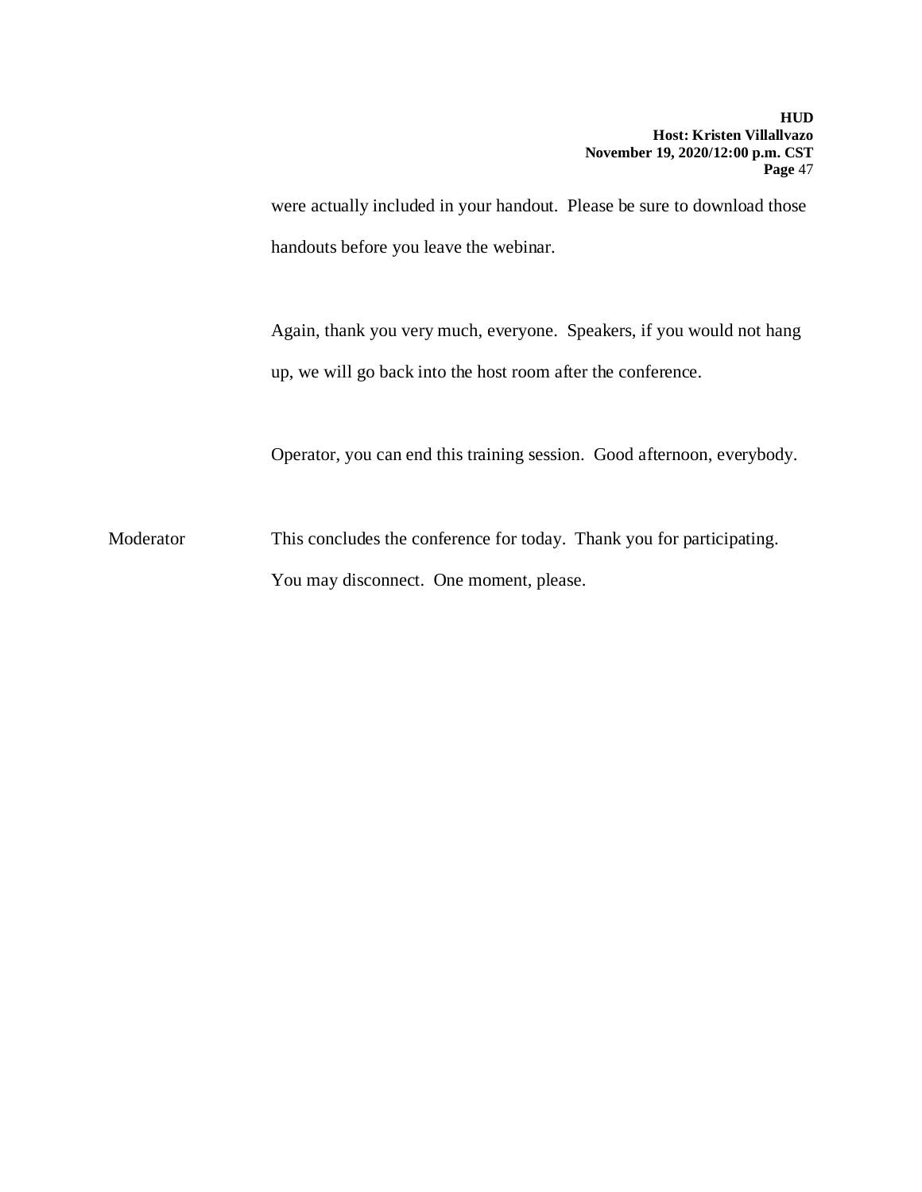were actually included in your handout. Please be sure to download those handouts before you leave the webinar.

Again, thank you very much, everyone. Speakers, if you would not hang up, we will go back into the host room after the conference.

Operator, you can end this training session. Good afternoon, everybody.

Moderator This concludes the conference for today. Thank you for participating. You may disconnect. One moment, please.